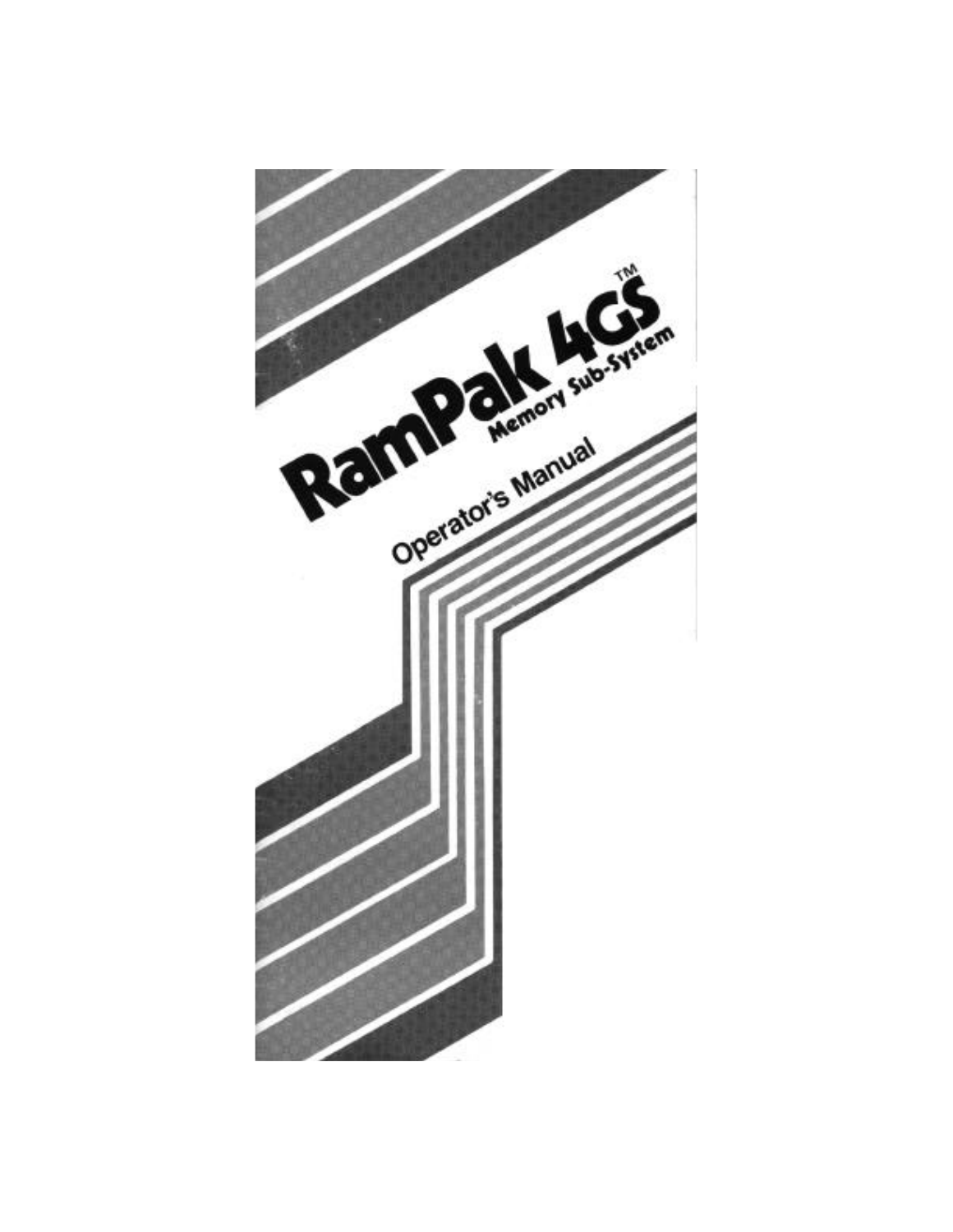# RamPak 4GS™

## Memory Sub-System

### Operator's Manual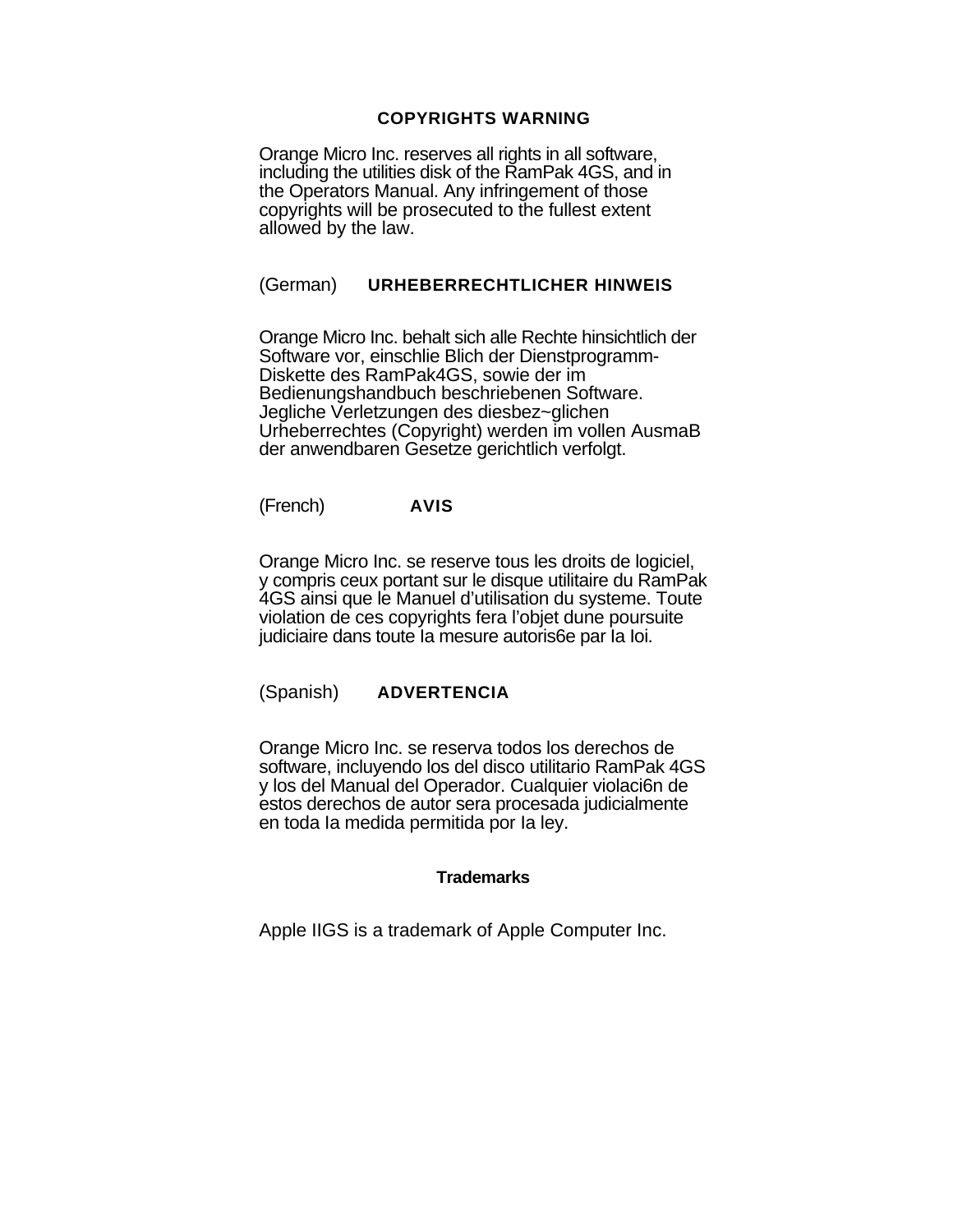## COPYRIGHTS WARNING

Orange Micro Inc. reserves all rights in all software, including the utilities disk of the RamPak 4GS, and in the Operators Manual. Any infringement of those copyrights will be prosecuted to the fullest extent allowed by the law.

(German) **URHEBERRECHTLICHER HINWEIS**

Orange Micro Inc. behalt sich alle Rechte hinsichtlich der Software vor, einschlie Blich der Dienstprogramm-Diskette des RamPak4GS, sowie der im Bedienungshandbuch beschriebenen Software. Jegliche Verletzungen des diesbez~glichen Urheberrechtes (Copyright) werden im vollen AusmaB der anwendbaren Gesetze gerichtlich verfolgt.

(French) **AVIS**

Orange Micro Inc. se reserve tous les droits de logiciel, y compris ceux portant sur le disque utilitaire du RamPak 4GS ainsi que le Manuel d'utilisation du systeme. Toute violation de ces copyrights fera l'objet dune poursuite judiciaire dans toute Ia mesure autoris6e par Ia Ioi.

(Spanish) **ADVERTENCIA**

Orange Micro Inc. se reserva todos los derechos de software, incluyendo los del disco utilitario RamPak 4GS y los del Manual del Operador. Cualquier violaci6n de estos derechos de autor sera procesada judicialmente en toda Ia medida permitida por Ia ley.

### Trademarks

Apple IIGS is a trademark of Apple Computer Inc.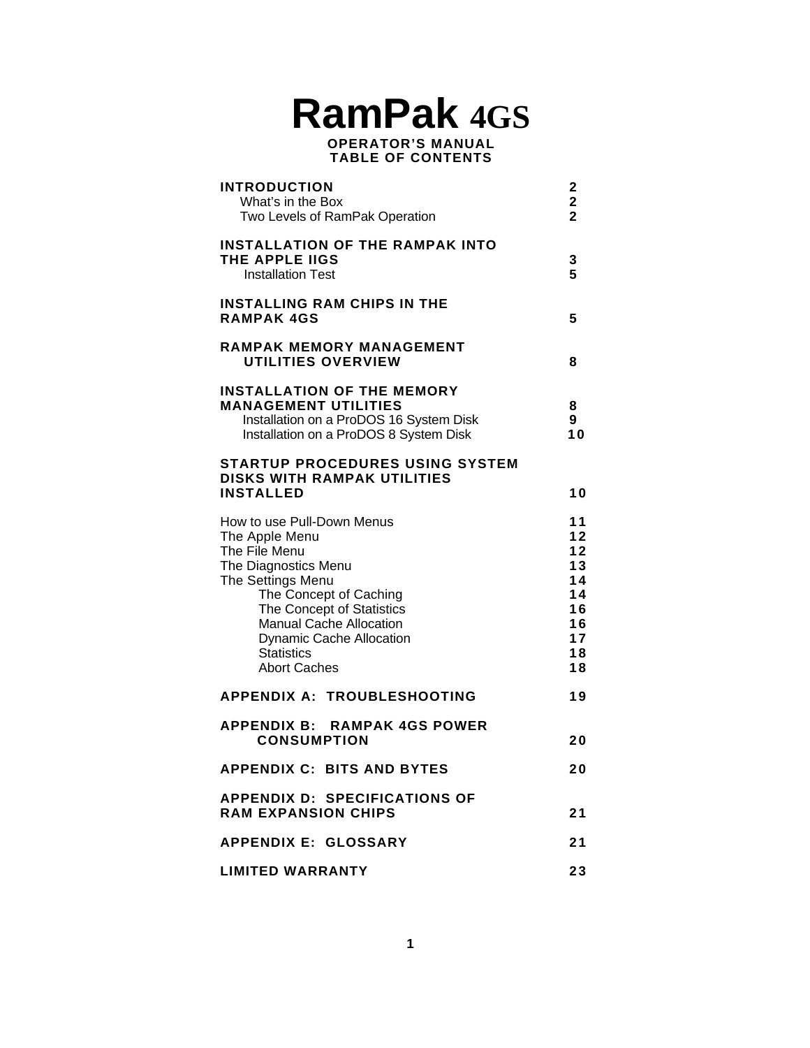# RamPak 4GS

**OPERATOR'S MANUAL**
**TABLE OF CONTENTS**

| | |
|---|---|
| **INTRODUCTION** | **2** |
| What's in the Box | **2** |
| Two Levels of RamPak Operation | **2** |
| **INSTALLATION OF THE RAMPAK INTO THE APPLE IIGS** | **3** |
| Installation Test | **5** |
| **INSTALLING RAM CHIPS IN THE RAMPAK 4GS** | **5** |
| **RAMPAK MEMORY MANAGEMENT UTILITIES OVERVIEW** | **8** |
| **INSTALLATION OF THE MEMORY MANAGEMENT UTILITIES** | **8** |
| Installation on a ProDOS 16 System Disk | **9** |
| Installation on a ProDOS 8 System Disk | **10** |
| **STARTUP PROCEDURES USING SYSTEM DISKS WITH RAMPAK UTILITIES INSTALLED** | **10** |
| How to use Pull-Down Menus | **11** |
| The Apple Menu | **12** |
| The File Menu | **12** |
| The Diagnostics Menu | **13** |
| The Settings Menu | **14** |
| The Concept of Caching | **14** |
| The Concept of Statistics | **16** |
| Manual Cache Allocation | **16** |
| Dynamic Cache Allocation | **17** |
| Statistics | **18** |
| Abort Caches | **18** |
| **APPENDIX A: TROUBLESHOOTING** | **19** |
| **APPENDIX B: RAMPAK 4GS POWER CONSUMPTION** | **20** |
| **APPENDIX C: BITS AND BYTES** | **20** |
| **APPENDIX D: SPECIFICATIONS OF RAM EXPANSION CHIPS** | **21** |
| **APPENDIX E: GLOSSARY** | **21** |
| **LIMITED WARRANTY** | **23** |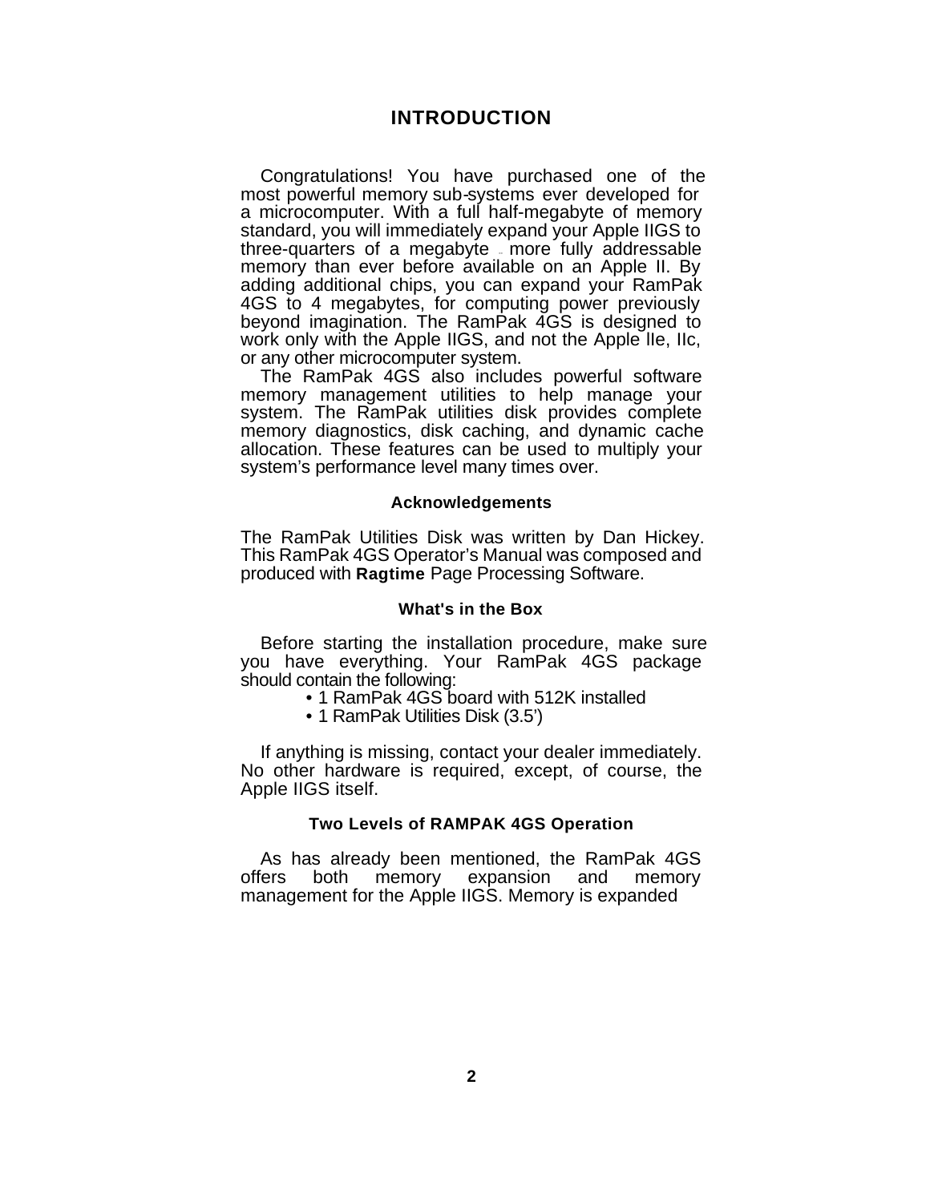# INTRODUCTION

Congratulations! You have purchased one of the most powerful memory sub-systems ever developed for a microcomputer. With a full half-megabyte of memory standard, you will immediately expand your Apple IIGS to three-quarters of a megabyte – more fully addressable memory than ever before available on an Apple II. By adding additional chips, you can expand your RamPak 4GS to 4 megabytes, for computing power previously beyond imagination. The RamPak 4GS is designed to work only with the Apple IIGS, and not the Apple IIe, IIc, or any other microcomputer system.

The RamPak 4GS also includes powerful software memory management utilities to help manage your system. The RamPak utilities disk provides complete memory diagnostics, disk caching, and dynamic cache allocation. These features can be used to multiply your system's performance level many times over.

### Acknowledgements

The RamPak Utilities Disk was written by Dan Hickey. This RamPak 4GS Operator's Manual was composed and produced with **Ragtime** Page Processing Software.

### What's in the Box

Before starting the installation procedure, make sure you have everything. Your RamPak 4GS package should contain the following:

- 1 RamPak 4GS board with 512K installed
- 1 RamPak Utilities Disk (3.5')

If anything is missing, contact your dealer immediately. No other hardware is required, except, of course, the Apple IIGS itself.

### Two Levels of RAMPAK 4GS Operation

As has already been mentioned, the RamPak 4GS offers both memory expansion and memory management for the Apple IIGS. Memory is expanded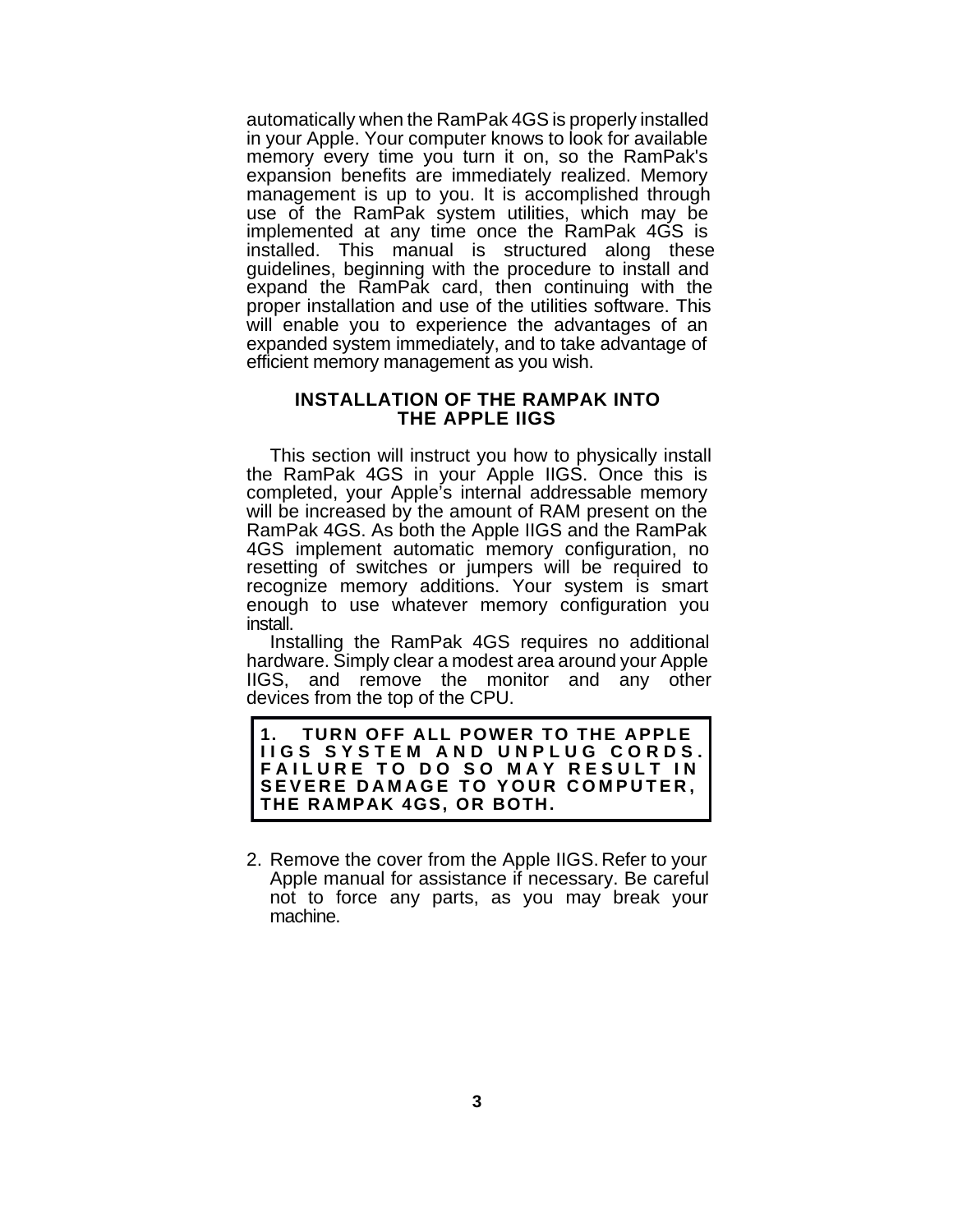automatically when the RamPak 4GS is properly installed in your Apple. Your computer knows to look for available memory every time you turn it on, so the RamPak's expansion benefits are immediately realized. Memory management is up to you. It is accomplished through use of the RamPak system utilities, which may be implemented at any time once the RamPak 4GS is installed. This manual is structured along these guidelines, beginning with the procedure to install and expand the RamPak card, then continuing with the proper installation and use of the utilities software. This will enable you to experience the advantages of an expanded system immediately, and to take advantage of efficient memory management as you wish.

## INSTALLATION OF THE RAMPAK INTO THE APPLE IIGS

This section will instruct you how to physically install the RamPak 4GS in your Apple IIGS. Once this is completed, your Apple's internal addressable memory will be increased by the amount of RAM present on the RamPak 4GS. As both the Apple IIGS and the RamPak 4GS implement automatic memory configuration, no resetting of switches or jumpers will be required to recognize memory additions. Your system is smart enough to use whatever memory configuration you install.

Installing the RamPak 4GS requires no additional hardware. Simply clear a modest area around your Apple IIGS, and remove the monitor and any other devices from the top of the CPU.

1. **TURN OFF ALL POWER TO THE APPLE IIGS SYSTEM AND UNPLUG CORDS. FAILURE TO DO SO MAY RESULT IN SEVERE DAMAGE TO YOUR COMPUTER, THE RAMPAK 4GS, OR BOTH.**

2. Remove the cover from the Apple IIGS. Refer to your Apple manual for assistance if necessary. Be careful not to force any parts, as you may break your machine.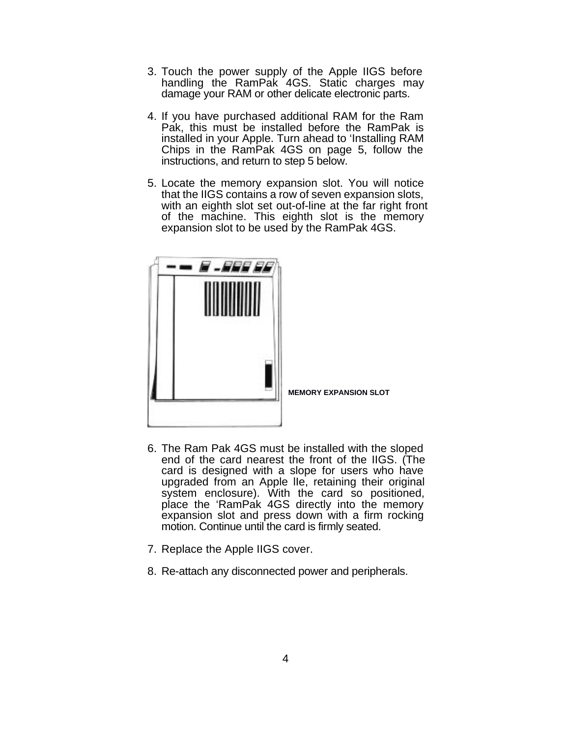3. Touch the power supply of the Apple IIGS before handling the RamPak 4GS. Static charges may damage your RAM or other delicate electronic parts.

4. If you have purchased additional RAM for the Ram Pak, this must be installed before the RamPak is installed in your Apple. Turn ahead to 'Installing RAM Chips in the RamPak 4GS on page 5, follow the instructions, and return to step 5 below.

5. Locate the memory expansion slot. You will notice that the IIGS contains a row of seven expansion slots, with an eighth slot set out-of-line at the far right front of the machine. This eighth slot is the memory expansion slot to be used by the RamPak 4GS.

**MEMORY EXPANSION SLOT**

6. The Ram Pak 4GS must be installed with the sloped end of the card nearest the front of the IIGS. (The card is designed with a slope for users who have upgraded from an Apple IIe, retaining their original system enclosure). With the card so positioned, place the 'RamPak 4GS directly into the memory expansion slot and press down with a firm rocking motion. Continue until the card is firmly seated.

7. Replace the Apple IIGS cover.

8. Re-attach any disconnected power and peripherals.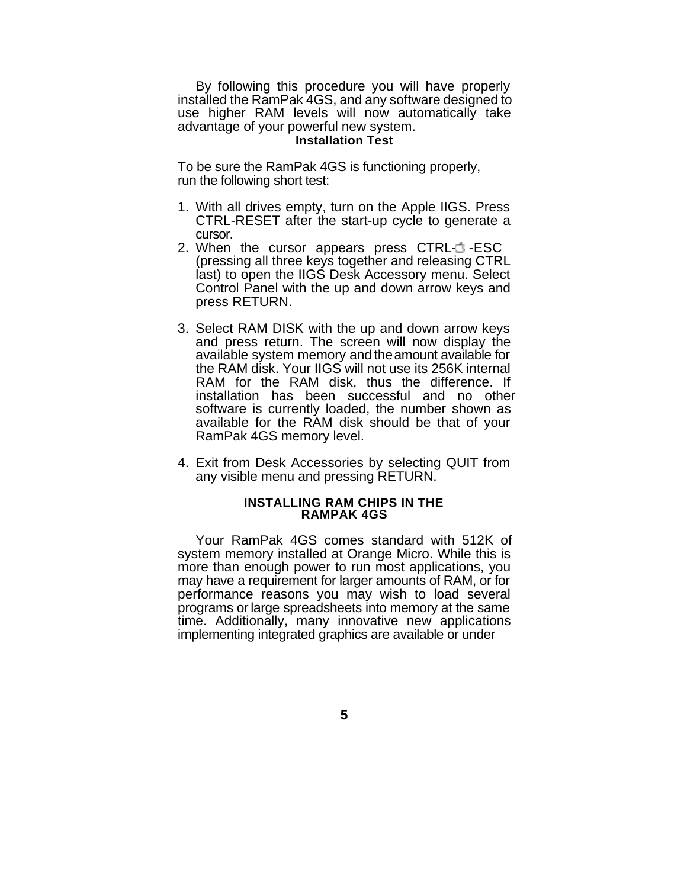By following this procedure you will have properly installed the RamPak 4GS, and any software designed to use higher RAM levels will now automatically take advantage of your powerful new system.

### Installation Test

To be sure the RamPak 4GS is functioning properly, run the following short test:

1. With all drives empty, turn on the Apple IIGS. Press CTRL-RESET after the start-up cycle to generate a cursor.
2. When the cursor appears press CTRL- -ESC (pressing all three keys together and releasing CTRL last) to open the IIGS Desk Accessory menu. Select Control Panel with the up and down arrow keys and press RETURN.
3. Select RAM DISK with the up and down arrow keys and press return. The screen will now display the available system memory and the amount available for the RAM disk. Your IIGS will not use its 256K internal RAM for the RAM disk, thus the difference. If installation has been successful and no other software is currently loaded, the number shown as available for the RAM disk should be that of your RamPak 4GS memory level.
4. Exit from Desk Accessories by selecting QUIT from any visible menu and pressing RETURN.

### INSTALLING RAM CHIPS IN THE RAMPAK 4GS

Your RamPak 4GS comes standard with 512K of system memory installed at Orange Micro. While this is more than enough power to run most applications, you may have a requirement for larger amounts of RAM, or for performance reasons you may wish to load several programs or large spreadsheets into memory at the same time. Additionally, many innovative new applications implementing integrated graphics are available or under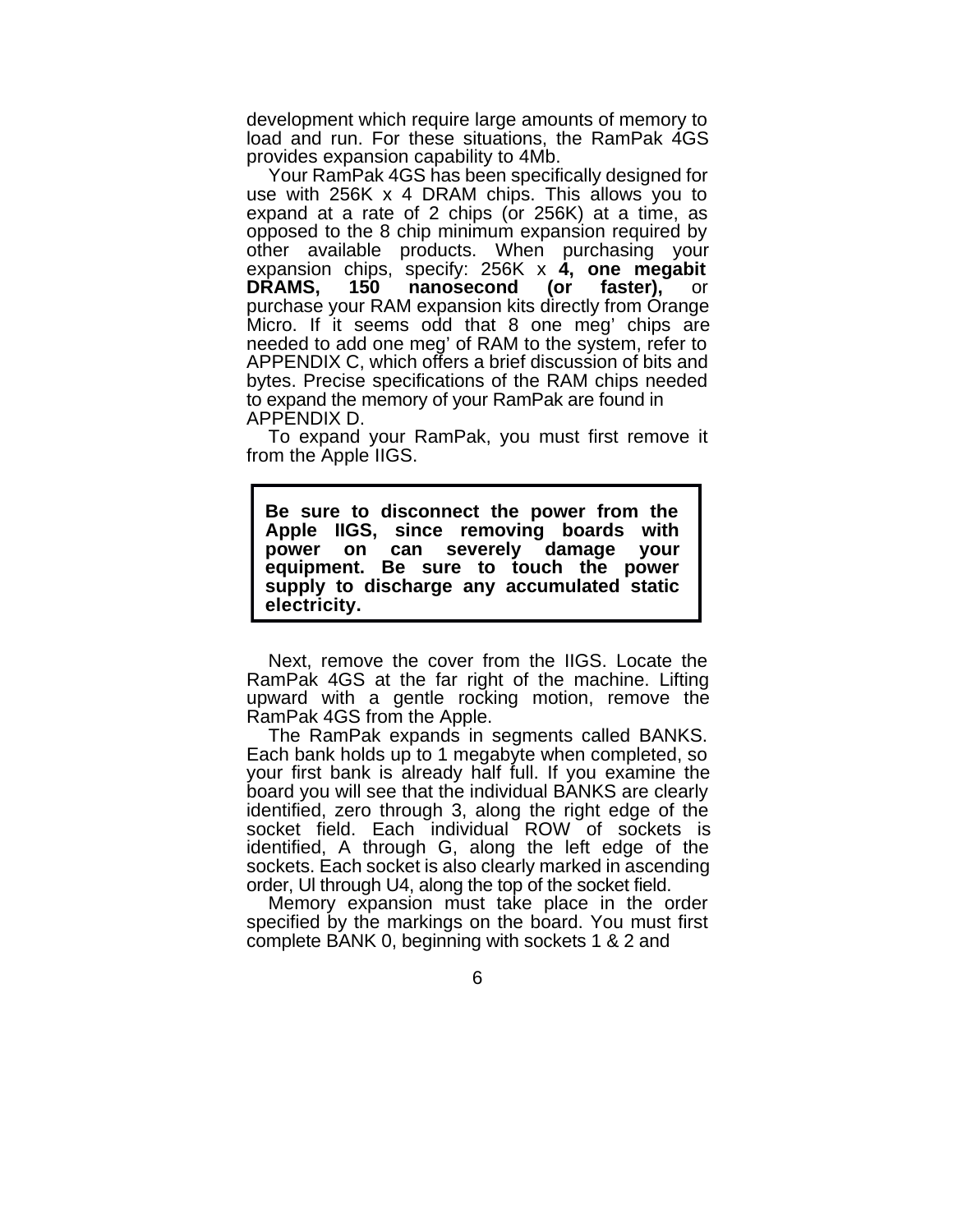development which require large amounts of memory to load and run. For these situations, the RamPak 4GS provides expansion capability to 4Mb.

Your RamPak 4GS has been specifically designed for use with 256K x 4 DRAM chips. This allows you to expand at a rate of 2 chips (or 256K) at a time, as opposed to the 8 chip minimum expansion required by other available products. When purchasing your expansion chips, specify: 256K x **4, one megabit DRAMS, 150 nanosecond (or faster),** or purchase your RAM expansion kits directly from Orange Micro. If it seems odd that 8 one meg' chips are needed to add one meg' of RAM to the system, refer to APPENDIX C, which offers a brief discussion of bits and bytes. Precise specifications of the RAM chips needed to expand the memory of your RamPak are found in APPENDIX D.

To expand your RamPak, you must first remove it from the Apple IIGS.

> **Be sure to disconnect the power from the Apple IIGS, since removing boards with power on can severely damage your equipment. Be sure to touch the power supply to discharge any accumulated static electricity.**

Next, remove the cover from the IIGS. Locate the RamPak 4GS at the far right of the machine. Lifting upward with a gentle rocking motion, remove the RamPak 4GS from the Apple.

The RamPak expands in segments called BANKS. Each bank holds up to 1 megabyte when completed, so your first bank is already half full. If you examine the board you will see that the individual BANKS are clearly identified, zero through 3, along the right edge of the socket field. Each individual ROW of sockets is identified, A through G, along the left edge of the sockets. Each socket is also clearly marked in ascending order, Ul through U4, along the top of the socket field.

Memory expansion must take place in the order specified by the markings on the board. You must first complete BANK 0, beginning with sockets 1 & 2 and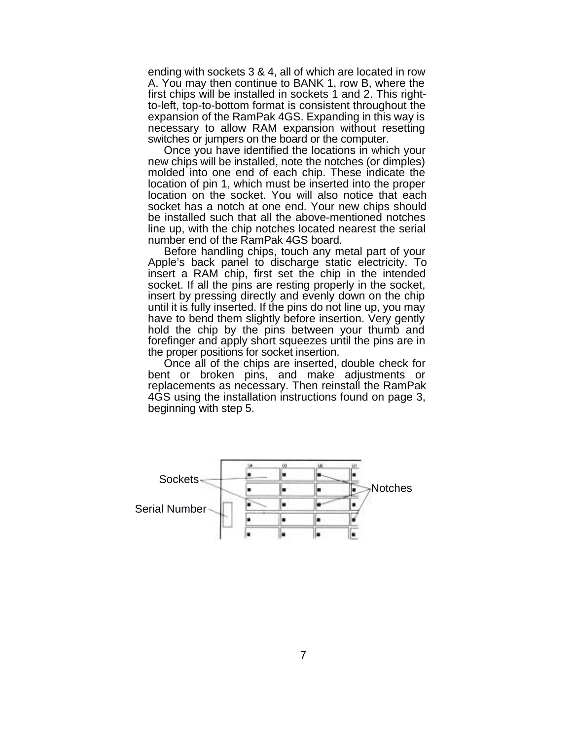ending with sockets 3 & 4, all of which are located in row A. You may then continue to BANK 1, row B, where the first chips will be installed in sockets 1 and 2. This right-to-left, top-to-bottom format is consistent throughout the expansion of the RamPak 4GS. Expanding in this way is necessary to allow RAM expansion without resetting switches or jumpers on the board or the computer.

Once you have identified the locations in which your new chips will be installed, note the notches (or dimples) molded into one end of each chip. These indicate the location of pin 1, which must be inserted into the proper location on the socket. You will also notice that each socket has a notch at one end. Your new chips should be installed such that all the above-mentioned notches line up, with the chip notches located nearest the serial number end of the RamPak 4GS board.

Before handling chips, touch any metal part of your Apple's back panel to discharge static electricity. To insert a RAM chip, first set the chip in the intended socket. If all the pins are resting properly in the socket, insert by pressing directly and evenly down on the chip until it is fully inserted. If the pins do not line up, you may have to bend them slightly before insertion. Very gently hold the chip by the pins between your thumb and forefinger and apply short squeezes until the pins are in the proper positions for socket insertion.

Once all of the chips are inserted, double check for bent or broken pins, and make adjustments or replacements as necessary. Then reinstall the RamPak 4GS using the installation instructions found on page 3, beginning with step 5.

Sockets

Serial Number

Notches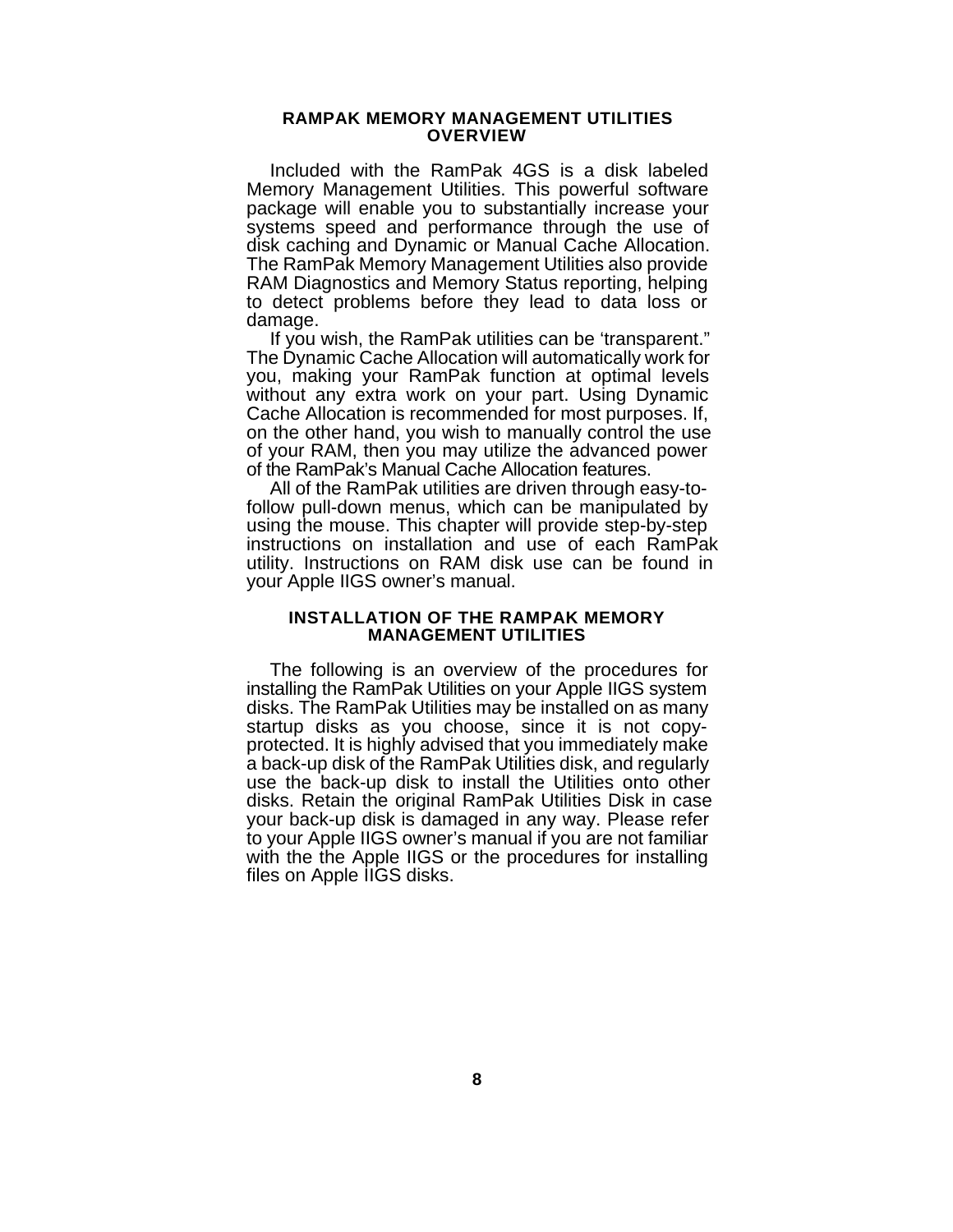## RAMPAK MEMORY MANAGEMENT UTILITIES OVERVIEW

Included with the RamPak 4GS is a disk labeled Memory Management Utilities. This powerful software package will enable you to substantially increase your systems speed and performance through the use of disk caching and Dynamic or Manual Cache Allocation. The RamPak Memory Management Utilities also provide RAM Diagnostics and Memory Status reporting, helping to detect problems before they lead to data loss or damage.

If you wish, the RamPak utilities can be ‘transparent.” The Dynamic Cache Allocation will automatically work for you, making your RamPak function at optimal levels without any extra work on your part. Using Dynamic Cache Allocation is recommended for most purposes. If, on the other hand, you wish to manually control the use of your RAM, then you may utilize the advanced power of the RamPak’s Manual Cache Allocation features.

All of the RamPak utilities are driven through easy-to-follow pull-down menus, which can be manipulated by using the mouse. This chapter will provide step-by-step instructions on installation and use of each RamPak utility. Instructions on RAM disk use can be found in your Apple IIGS owner’s manual.

## INSTALLATION OF THE RAMPAK MEMORY MANAGEMENT UTILITIES

The following is an overview of the procedures for installing the RamPak Utilities on your Apple IIGS system disks. The RamPak Utilities may be installed on as many startup disks as you choose, since it is not copy-protected. It is highly advised that you immediately make a back-up disk of the RamPak Utilities disk, and regularly use the back-up disk to install the Utilities onto other disks. Retain the original RamPak Utilities Disk in case your back-up disk is damaged in any way. Please refer to your Apple IIGS owner’s manual if you are not familiar with the the Apple IIGS or the procedures for installing files on Apple IIGS disks.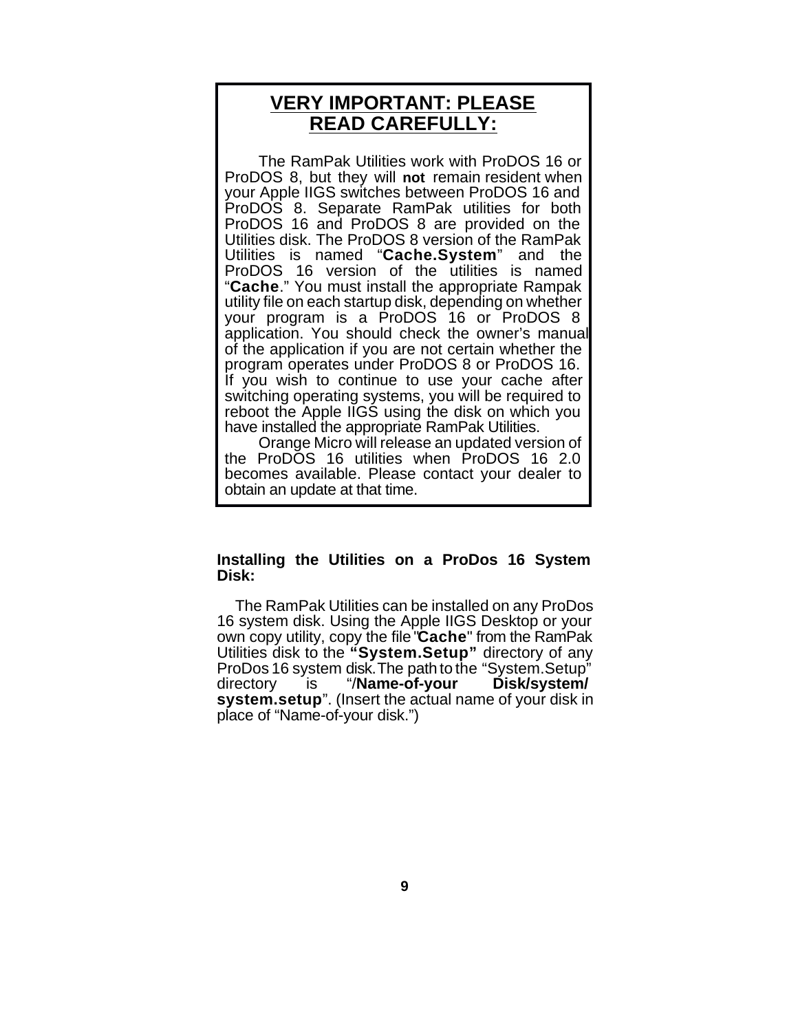## VERY IMPORTANT: PLEASE READ CAREFULLY:

The RamPak Utilities work with ProDOS 16 or ProDOS 8, but they will **not** remain resident when your Apple IIGS switches between ProDOS 16 and ProDOS 8. Separate RamPak utilities for both ProDOS 16 and ProDOS 8 are provided on the Utilities disk. The ProDOS 8 version of the RamPak Utilities is named "**Cache.System**" and the ProDOS 16 version of the utilities is named "**Cache**." You must install the appropriate Rampak utility file on each startup disk, depending on whether your program is a ProDOS 16 or ProDOS 8 application. You should check the owner's manual of the application if you are not certain whether the program operates under ProDOS 8 or ProDOS 16. If you wish to continue to use your cache after switching operating systems, you will be required to reboot the Apple IIGS using the disk on which you have installed the appropriate RamPak Utilities.

Orange Micro will release an updated version of the ProDOS 16 utilities when ProDOS 16 2.0 becomes available. Please contact your dealer to obtain an update at that time.

**Installing the Utilities on a ProDos 16 System Disk:**

The RamPak Utilities can be installed on any ProDos 16 system disk. Using the Apple IIGS Desktop or your own copy utility, copy the file "**Cache**" from the RamPak Utilities disk to the **"System.Setup"** directory of any ProDos 16 system disk. The path to the "System.Setup" directory is "/**Name-of-your Disk/system/system.setup**". (Insert the actual name of your disk in place of "Name-of-your disk.")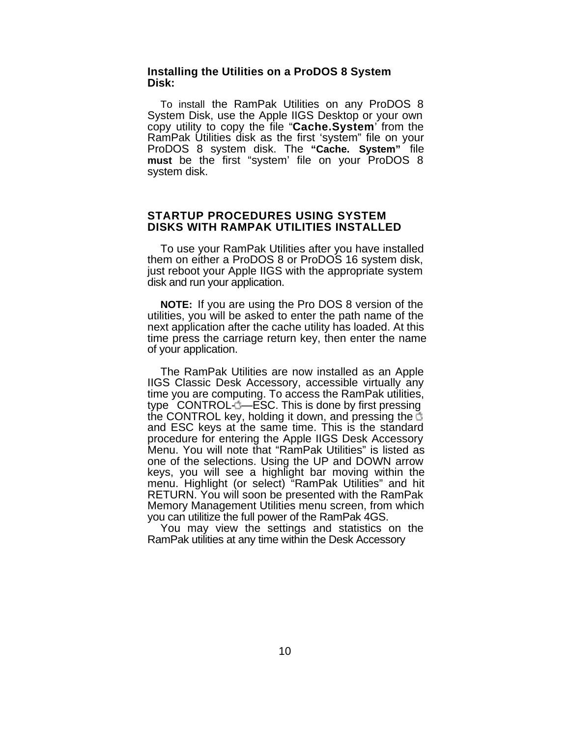### Installing the Utilities on a ProDOS 8 System Disk:

To install the RamPak Utilities on any ProDOS 8 System Disk, use the Apple IIGS Desktop or your own copy utility to copy the file "**Cache.System**' from the RamPak Utilities disk as the first 'system" file on your ProDOS 8 system disk. The **"Cache. System"** file **must** be the first "system' file on your ProDOS 8 system disk.

## STARTUP PROCEDURES USING SYSTEM DISKS WITH RAMPAK UTILITIES INSTALLED

To use your RamPak Utilities after you have installed them on either a ProDOS 8 or ProDOS 16 system disk, just reboot your Apple IIGS with the appropriate system disk and run your application.

**NOTE:** If you are using the Pro DOS 8 version of the utilities, you will be asked to enter the path name of the next application after the cache utility has loaded. At this time press the carriage return key, then enter the name of your application.

The RamPak Utilities are now installed as an Apple IIGS Classic Desk Accessory, accessible virtually any time you are computing. To access the RamPak utilities, type CONTROL-—ESC. This is done by first pressing the CONTROL key, holding it down, and pressing the  and ESC keys at the same time. This is the standard procedure for entering the Apple IIGS Desk Accessory Menu. You will note that "RamPak Utilities" is listed as one of the selections. Using the UP and DOWN arrow keys, you will see a highlight bar moving within the menu. Highlight (or select) "RamPak Utilities" and hit RETURN. You will soon be presented with the RamPak Memory Management Utilities menu screen, from which you can utilitize the full power of the RamPak 4GS.

You may view the settings and statistics on the RamPak utilities at any time within the Desk Accessory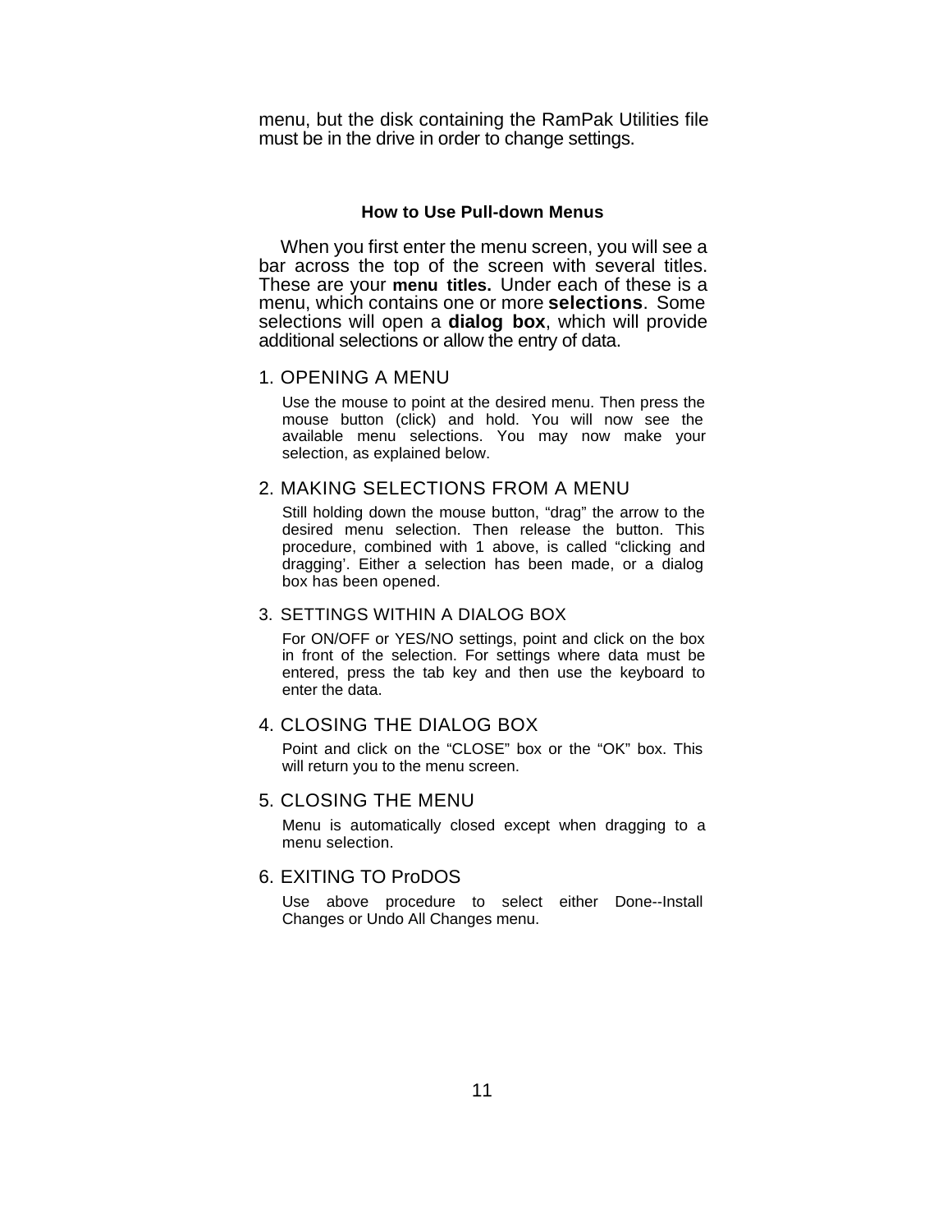menu, but the disk containing the RamPak Utilities file must be in the drive in order to change settings.

## How to Use Pull-down Menus

When you first enter the menu screen, you will see a bar across the top of the screen with several titles. These are your **menu titles.** Under each of these is a menu, which contains one or more **selections**. Some selections will open a **dialog box**, which will provide additional selections or allow the entry of data.

### 1. OPENING A MENU

Use the mouse to point at the desired menu. Then press the mouse button (click) and hold. You will now see the available menu selections. You may now make your selection, as explained below.

### 2. MAKING SELECTIONS FROM A MENU

Still holding down the mouse button, “drag” the arrow to the desired menu selection. Then release the button. This procedure, combined with 1 above, is called “clicking and dragging’. Either a selection has been made, or a dialog box has been opened.

### 3. SETTINGS WITHIN A DIALOG BOX

For ON/OFF or YES/NO settings, point and click on the box in front of the selection. For settings where data must be entered, press the tab key and then use the keyboard to enter the data.

### 4. CLOSING THE DIALOG BOX

Point and click on the “CLOSE” box or the “OK” box. This will return you to the menu screen.

### 5. CLOSING THE MENU

Menu is automatically closed except when dragging to a menu selection.

### 6. EXITING TO ProDOS

Use above procedure to select either Done--Install Changes or Undo All Changes menu.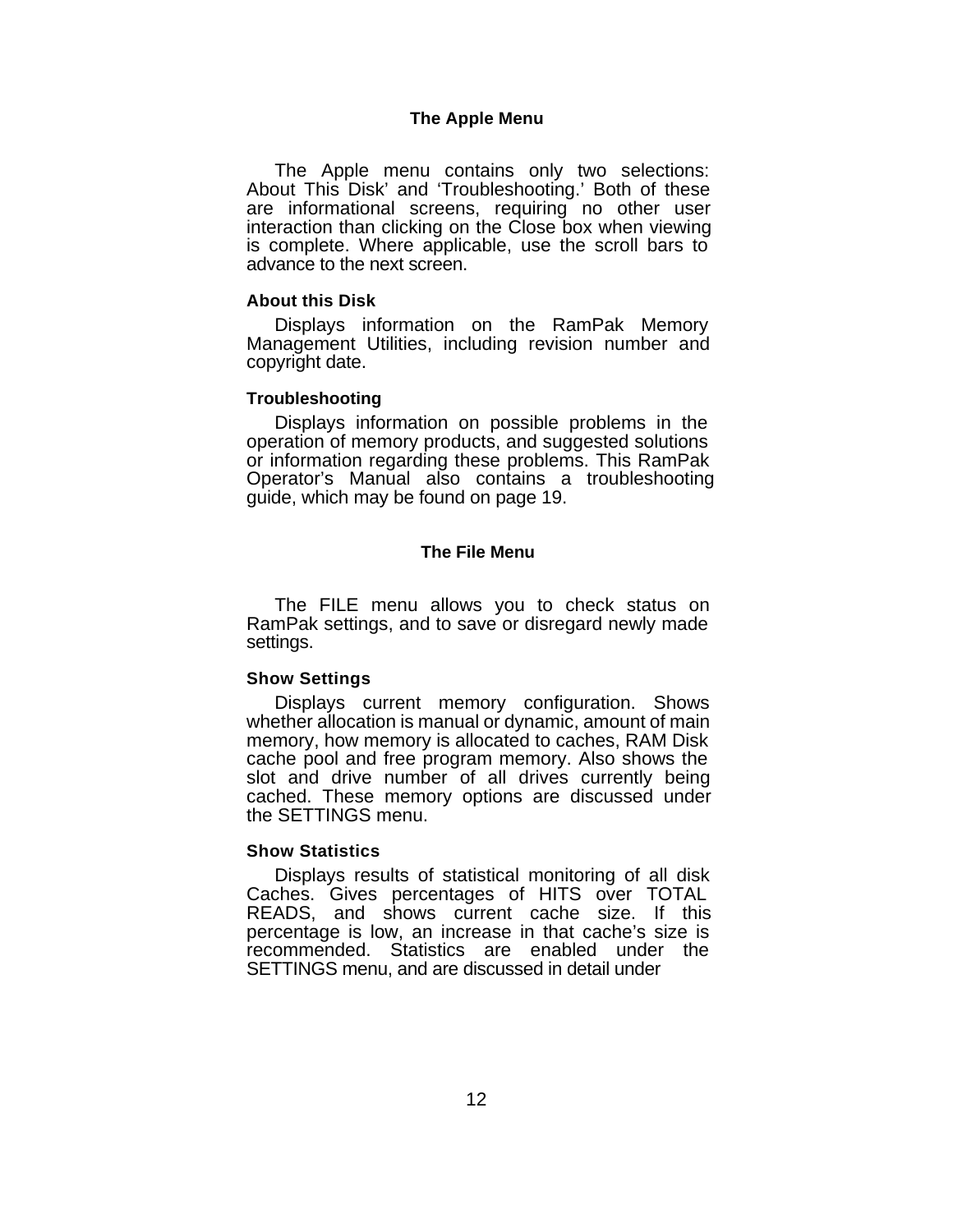## The Apple Menu

The Apple menu contains only two selections: About This Disk' and 'Troubleshooting.' Both of these are informational screens, requiring no other user interaction than clicking on the Close box when viewing is complete. Where applicable, use the scroll bars to advance to the next screen.

### About this Disk

Displays information on the RamPak Memory Management Utilities, including revision number and copyright date.

### Troubleshooting

Displays information on possible problems in the operation of memory products, and suggested solutions or information regarding these problems. This RamPak Operator's Manual also contains a troubleshooting guide, which may be found on page 19.

## The File Menu

The FILE menu allows you to check status on RamPak settings, and to save or disregard newly made settings.

### Show Settings

Displays current memory configuration. Shows whether allocation is manual or dynamic, amount of main memory, how memory is allocated to caches, RAM Disk cache pool and free program memory. Also shows the slot and drive number of all drives currently being cached. These memory options are discussed under the SETTINGS menu.

### Show Statistics

Displays results of statistical monitoring of all disk Caches. Gives percentages of HITS over TOTAL READS, and shows current cache size. If this percentage is low, an increase in that cache's size is recommended. Statistics are enabled under the SETTINGS menu, and are discussed in detail under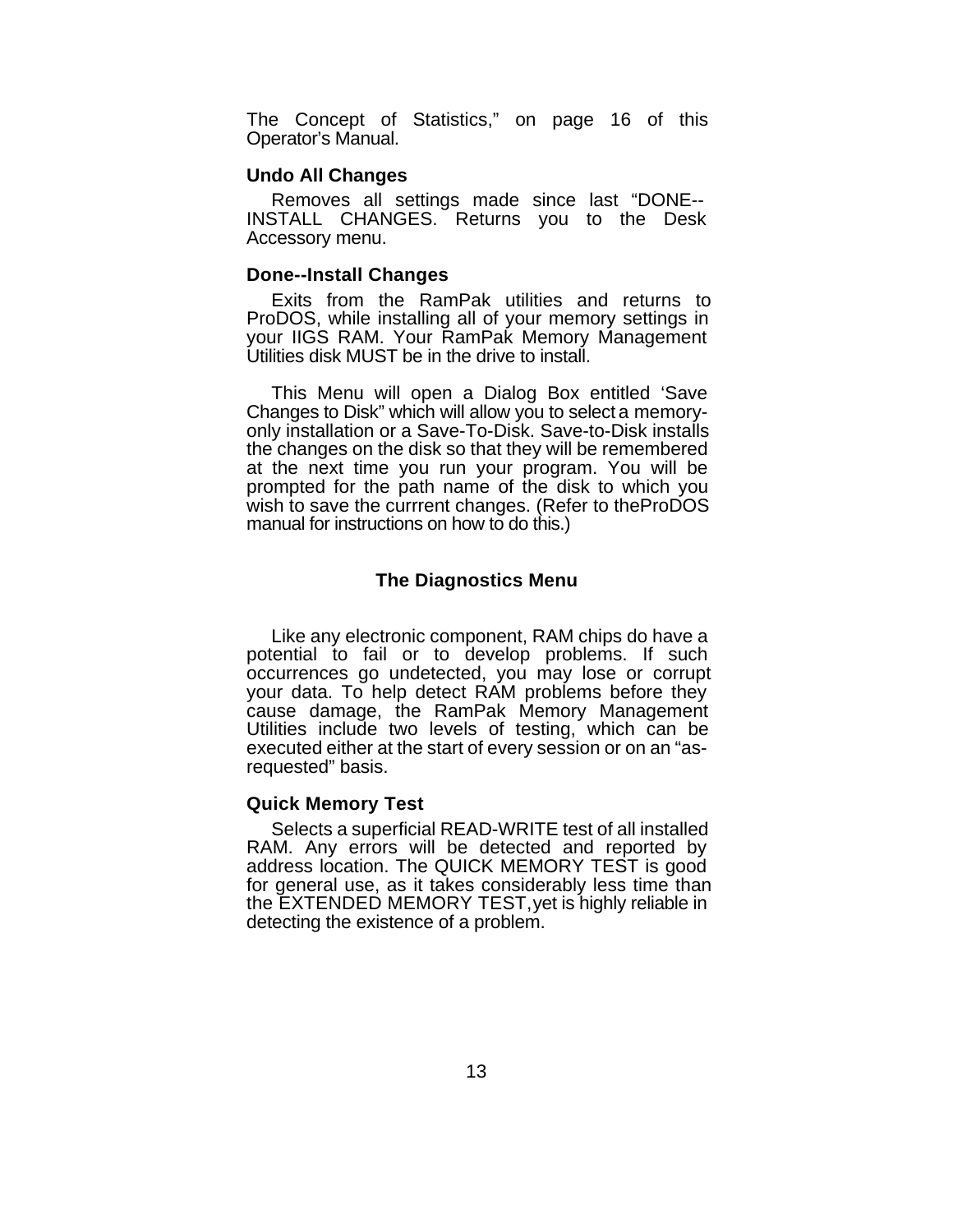The Concept of Statistics," on page 16 of this Operator's Manual.

### Undo All Changes

Removes all settings made since last "DONE--INSTALL CHANGES. Returns you to the Desk Accessory menu.

### Done--Install Changes

Exits from the RamPak utilities and returns to ProDOS, while installing all of your memory settings in your IIGS RAM. Your RamPak Memory Management Utilities disk MUST be in the drive to install.

This Menu will open a Dialog Box entitled 'Save Changes to Disk" which will allow you to select a memory-only installation or a Save-To-Disk. Save-to-Disk installs the changes on the disk so that they will be remembered at the next time you run your program. You will be prompted for the path name of the disk to which you wish to save the currrent changes. (Refer to theProDOS manual for instructions on how to do this.)

## The Diagnostics Menu

Like any electronic component, RAM chips do have a potential to fail or to develop problems. If such occurrences go undetected, you may lose or corrupt your data. To help detect RAM problems before they cause damage, the RamPak Memory Management Utilities include two levels of testing, which can be executed either at the start of every session or on an "as-requested" basis.

### Quick Memory Test

Selects a superficial READ-WRITE test of all installed RAM. Any errors will be detected and reported by address location. The QUICK MEMORY TEST is good for general use, as it takes considerably less time than the EXTENDED MEMORY TEST,yet is highly reliable in detecting the existence of a problem.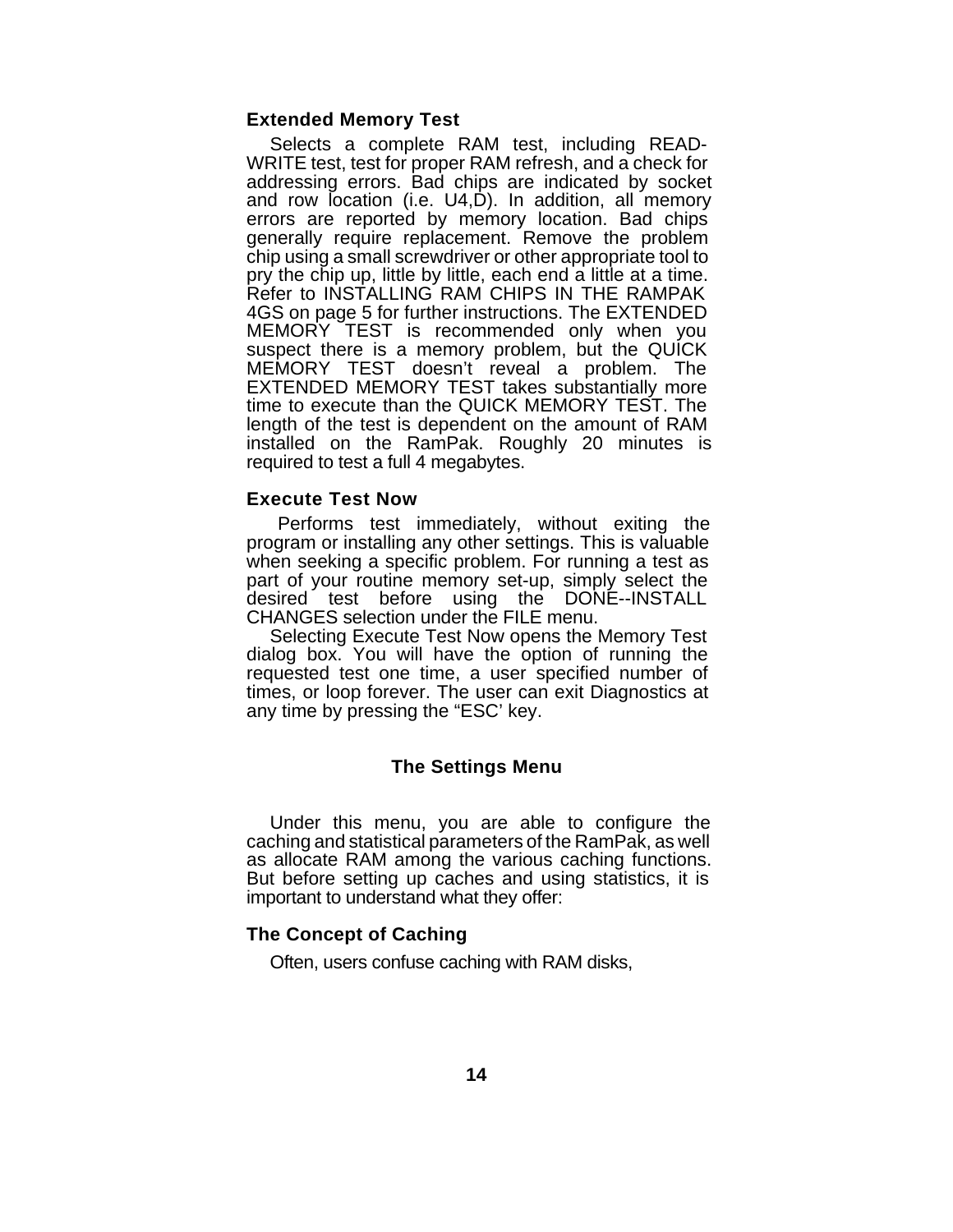### Extended Memory Test

Selects a complete RAM test, including READ-WRITE test, test for proper RAM refresh, and a check for addressing errors. Bad chips are indicated by socket and row location (i.e. U4,D). In addition, all memory errors are reported by memory location. Bad chips generally require replacement. Remove the problem chip using a small screwdriver or other appropriate tool to pry the chip up, little by little, each end a little at a time. Refer to INSTALLING RAM CHIPS IN THE RAMPAK 4GS on page 5 for further instructions. The EXTENDED MEMORY TEST is recommended only when you suspect there is a memory problem, but the QUICK MEMORY TEST doesn't reveal a problem. The EXTENDED MEMORY TEST takes substantially more time to execute than the QUICK MEMORY TEST. The length of the test is dependent on the amount of RAM installed on the RamPak. Roughly 20 minutes is required to test a full 4 megabytes.

### Execute Test Now

Performs test immediately, without exiting the program or installing any other settings. This is valuable when seeking a specific problem. For running a test as part of your routine memory set-up, simply select the desired test before using the DONE--INSTALL CHANGES selection under the FILE menu.

Selecting Execute Test Now opens the Memory Test dialog box. You will have the option of running the requested test one time, a user specified number of times, or loop forever. The user can exit Diagnostics at any time by pressing the "ESC' key.

## The Settings Menu

Under this menu, you are able to configure the caching and statistical parameters of the RamPak, as well as allocate RAM among the various caching functions. But before setting up caches and using statistics, it is important to understand what they offer:

### The Concept of Caching

Often, users confuse caching with RAM disks,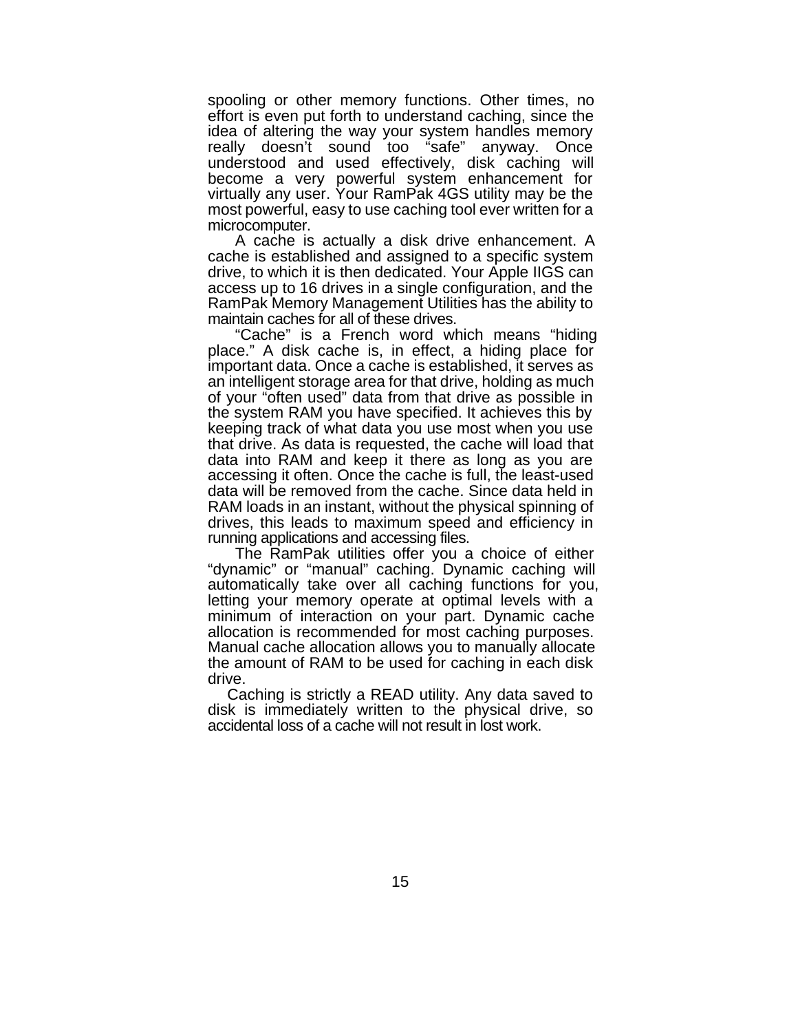spooling or other memory functions. Other times, no effort is even put forth to understand caching, since the idea of altering the way your system handles memory really doesn't sound too "safe" anyway. Once understood and used effectively, disk caching will become a very powerful system enhancement for virtually any user. Your RamPak 4GS utility may be the most powerful, easy to use caching tool ever written for a microcomputer.

A cache is actually a disk drive enhancement. A cache is established and assigned to a specific system drive, to which it is then dedicated. Your Apple IIGS can access up to 16 drives in a single configuration, and the RamPak Memory Management Utilities has the ability to maintain caches for all of these drives.

"Cache" is a French word which means "hiding place." A disk cache is, in effect, a hiding place for important data. Once a cache is established, it serves as an intelligent storage area for that drive, holding as much of your "often used" data from that drive as possible in the system RAM you have specified. It achieves this by keeping track of what data you use most when you use that drive. As data is requested, the cache will load that data into RAM and keep it there as long as you are accessing it often. Once the cache is full, the least-used data will be removed from the cache. Since data held in RAM loads in an instant, without the physical spinning of drives, this leads to maximum speed and efficiency in running applications and accessing files.

The RamPak utilities offer you a choice of either "dynamic" or "manual" caching. Dynamic caching will automatically take over all caching functions for you, letting your memory operate at optimal levels with a minimum of interaction on your part. Dynamic cache allocation is recommended for most caching purposes. Manual cache allocation allows you to manually allocate the amount of RAM to be used for caching in each disk drive.

Caching is strictly a READ utility. Any data saved to disk is immediately written to the physical drive, so accidental loss of a cache will not result in lost work.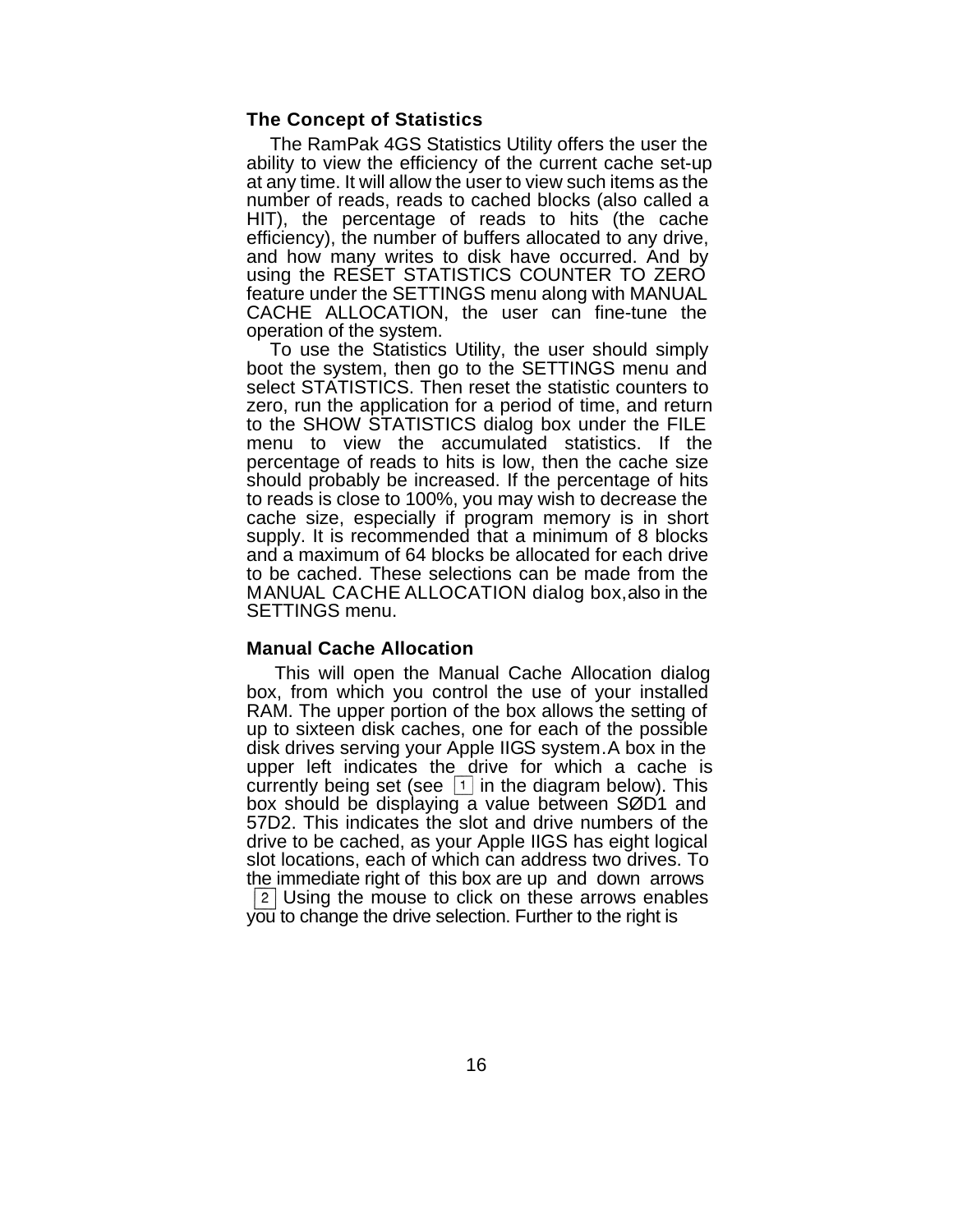### The Concept of Statistics

The RamPak 4GS Statistics Utility offers the user the ability to view the efficiency of the current cache set-up at any time. It will allow the user to view such items as the number of reads, reads to cached blocks (also called a HIT), the percentage of reads to hits (the cache efficiency), the number of buffers allocated to any drive, and how many writes to disk have occurred. And by using the RESET STATISTICS COUNTER TO ZERO feature under the SETTINGS menu along with MANUAL CACHE ALLOCATION, the user can fine-tune the operation of the system.

To use the Statistics Utility, the user should simply boot the system, then go to the SETTINGS menu and select STATISTICS. Then reset the statistic counters to zero, run the application for a period of time, and return to the SHOW STATISTICS dialog box under the FILE menu to view the accumulated statistics. If the percentage of reads to hits is low, then the cache size should probably be increased. If the percentage of hits to reads is close to 100%, you may wish to decrease the cache size, especially if program memory is in short supply. It is recommended that a minimum of 8 blocks and a maximum of 64 blocks be allocated for each drive to be cached. These selections can be made from the MANUAL CACHE ALLOCATION dialog box, also in the SETTINGS menu.

### Manual Cache Allocation

This will open the Manual Cache Allocation dialog box, from which you control the use of your installed RAM. The upper portion of the box allows the setting of up to sixteen disk caches, one for each of the possible disk drives serving your Apple IIGS system. A box in the upper left indicates the drive for which a cache is currently being set (see [1] in the diagram below). This box should be displaying a value between SØD1 and 57D2. This indicates the slot and drive numbers of the drive to be cached, as your Apple IIGS has eight logical slot locations, each of which can address two drives. To the immediate right of this box are up and down arrows [2] Using the mouse to click on these arrows enables you to change the drive selection. Further to the right is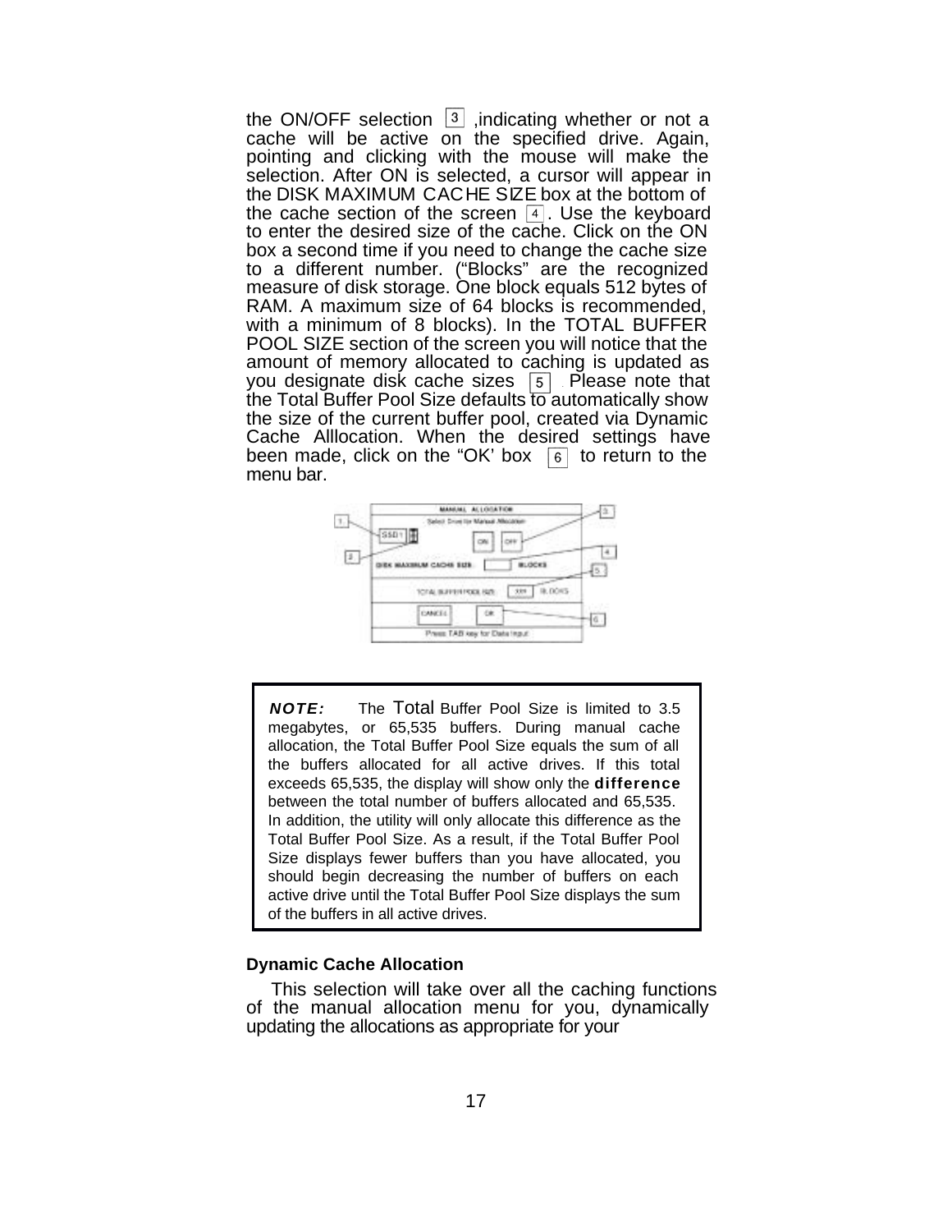the ON/OFF selection [3] ,indicating whether or not a cache will be active on the specified drive. Again, pointing and clicking with the mouse will make the selection. After ON is selected, a cursor will appear in the DISK MAXIMUM CACHE SIZE box at the bottom of the cache section of the screen [4]. Use the keyboard to enter the desired size of the cache. Click on the ON box a second time if you need to change the cache size to a different number. ("Blocks" are the recognized measure of disk storage. One block equals 512 bytes of RAM. A maximum size of 64 blocks is recommended, with a minimum of 8 blocks). In the TOTAL BUFFER POOL SIZE section of the screen you will notice that the amount of memory allocated to caching is updated as you designate disk cache sizes [5]. Please note that the Total Buffer Pool Size defaults to automatically show the size of the current buffer pool, created via Dynamic Cache Alllocation. When the desired settings have been made, click on the "OK' box [6] to return to the menu bar.

> ***NOTE:*** The Total Buffer Pool Size is limited to 3.5 megabytes, or 65,535 buffers. During manual cache allocation, the Total Buffer Pool Size equals the sum of all the buffers allocated for all active drives. If this total exceeds 65,535, the display will show only the **difference** between the total number of buffers allocated and 65,535. In addition, the utility will only allocate this difference as the Total Buffer Pool Size. As a result, if the Total Buffer Pool Size displays fewer buffers than you have allocated, you should begin decreasing the number of buffers on each active drive until the Total Buffer Pool Size displays the sum of the buffers in all active drives.

**Dynamic Cache Allocation**

This selection will take over all the caching functions of the manual allocation menu for you, dynamically updating the allocations as appropriate for your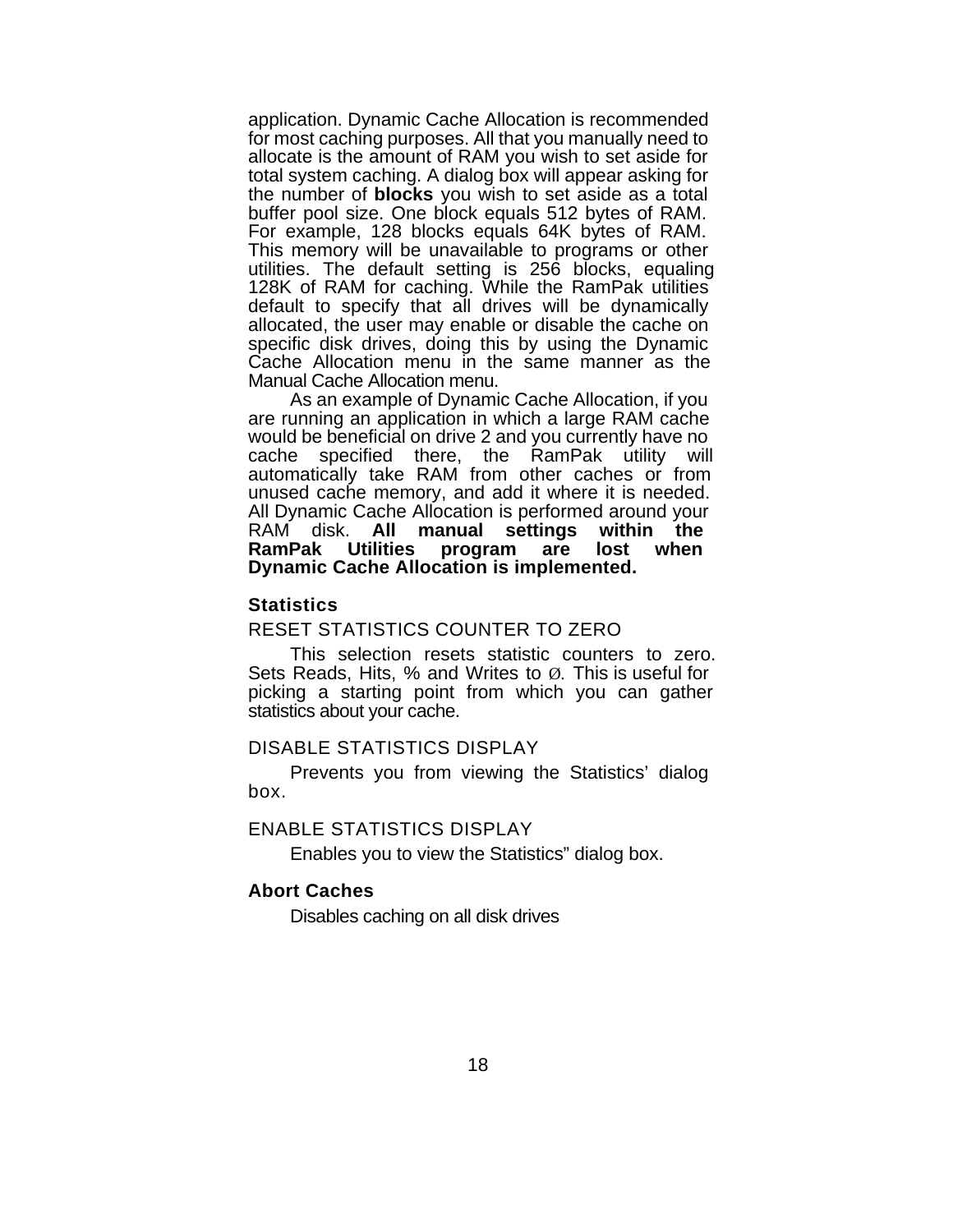application. Dynamic Cache Allocation is recommended for most caching purposes. All that you manually need to allocate is the amount of RAM you wish to set aside for total system caching. A dialog box will appear asking for the number of **blocks** you wish to set aside as a total buffer pool size. One block equals 512 bytes of RAM. For example, 128 blocks equals 64K bytes of RAM. This memory will be unavailable to programs or other utilities. The default setting is 256 blocks, equaling 128K of RAM for caching. While the RamPak utilities default to specify that all drives will be dynamically allocated, the user may enable or disable the cache on specific disk drives, doing this by using the Dynamic Cache Allocation menu in the same manner as the Manual Cache Allocation menu.

As an example of Dynamic Cache Allocation, if you are running an application in which a large RAM cache would be beneficial on drive 2 and you currently have no cache specified there, the RamPak utility will automatically take RAM from other caches or from unused cache memory, and add it where it is needed. All Dynamic Cache Allocation is performed around your RAM disk. **All manual settings within the RamPak Utilities program are lost when Dynamic Cache Allocation is implemented.**

### Statistics

RESET STATISTICS COUNTER TO ZERO

This selection resets statistic counters to zero. Sets Reads, Hits, % and Writes to Ø. This is useful for picking a starting point from which you can gather statistics about your cache.

DISABLE STATISTICS DISPLAY

Prevents you from viewing the Statistics' dialog box.

ENABLE STATISTICS DISPLAY

Enables you to view the Statistics" dialog box.

### Abort Caches

Disables caching on all disk drives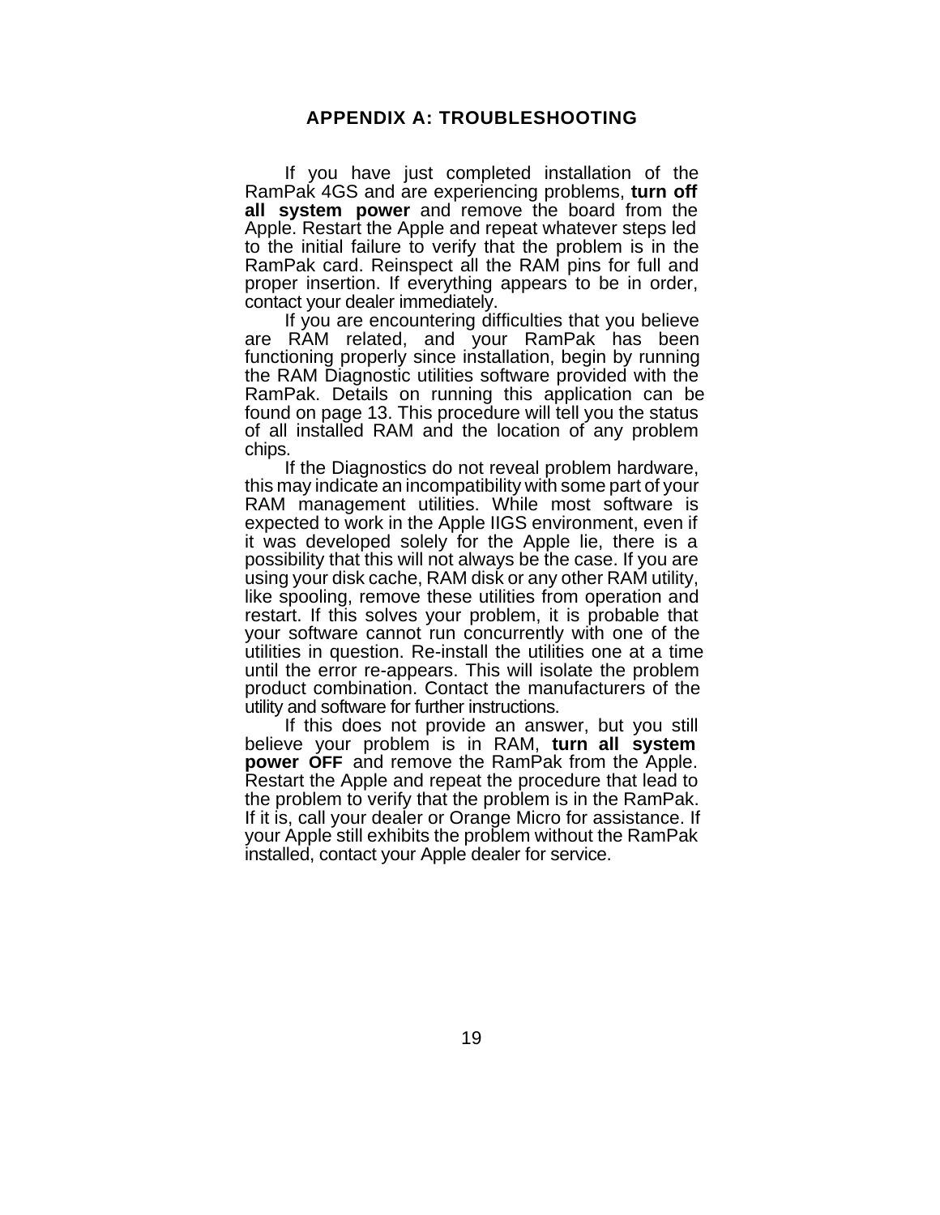## APPENDIX A: TROUBLESHOOTING

If you have just completed installation of the RamPak 4GS and are experiencing problems, **turn off all system power** and remove the board from the Apple. Restart the Apple and repeat whatever steps led to the initial failure to verify that the problem is in the RamPak card. Reinspect all the RAM pins for full and proper insertion. If everything appears to be in order, contact your dealer immediately.

If you are encountering difficulties that you believe are RAM related, and your RamPak has been functioning properly since installation, begin by running the RAM Diagnostic utilities software provided with the RamPak. Details on running this application can be found on page 13. This procedure will tell you the status of all installed RAM and the location of any problem chips.

If the Diagnostics do not reveal problem hardware, this may indicate an incompatibility with some part of your RAM management utilities. While most software is expected to work in the Apple IIGS environment, even if it was developed solely for the Apple Iie, there is a possibility that this will not always be the case. If you are using your disk cache, RAM disk or any other RAM utility, like spooling, remove these utilities from operation and restart. If this solves your problem, it is probable that your software cannot run concurrently with one of the utilities in question. Re-install the utilities one at a time until the error re-appears. This will isolate the problem product combination. Contact the manufacturers of the utility and software for further instructions.

If this does not provide an answer, but you still believe your problem is in RAM, **turn all system power OFF** and remove the RamPak from the Apple. Restart the Apple and repeat the procedure that lead to the problem to verify that the problem is in the RamPak. If it is, call your dealer or Orange Micro for assistance. If your Apple still exhibits the problem without the RamPak installed, contact your Apple dealer for service.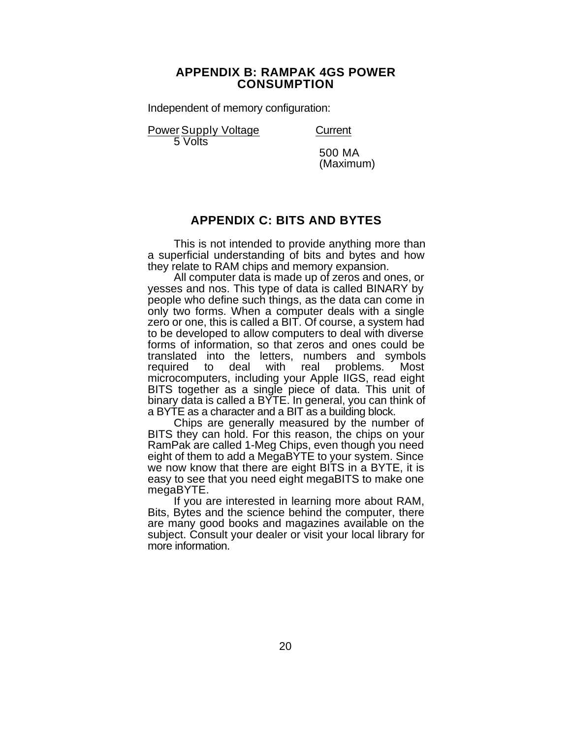## APPENDIX B: RAMPAK 4GS POWER CONSUMPTION

Independent of memory configuration:

| Power Supply Voltage | Current |
|---|---|
| 5 Volts | 500 MA (Maximum) |

## APPENDIX C: BITS AND BYTES

This is not intended to provide anything more than a superficial understanding of bits and bytes and how they relate to RAM chips and memory expansion.

All computer data is made up of zeros and ones, or yesses and nos. This type of data is called BINARY by people who define such things, as the data can come in only two forms. When a computer deals with a single zero or one, this is called a BIT. Of course, a system had to be developed to allow computers to deal with diverse forms of information, so that zeros and ones could be translated into the letters, numbers and symbols required to deal with real problems. Most microcomputers, including your Apple IIGS, read eight BITS together as a single piece of data. This unit of binary data is called a BYTE. In general, you can think of a BYTE as a character and a BIT as a building block.

Chips are generally measured by the number of BITS they can hold. For this reason, the chips on your RamPak are called 1-Meg Chips, even though you need eight of them to add a MegaBYTE to your system. Since we now know that there are eight BITS in a BYTE, it is easy to see that you need eight megaBITS to make one megaBYTE.

If you are interested in learning more about RAM, Bits, Bytes and the science behind the computer, there are many good books and magazines available on the subject. Consult your dealer or visit your local library for more information.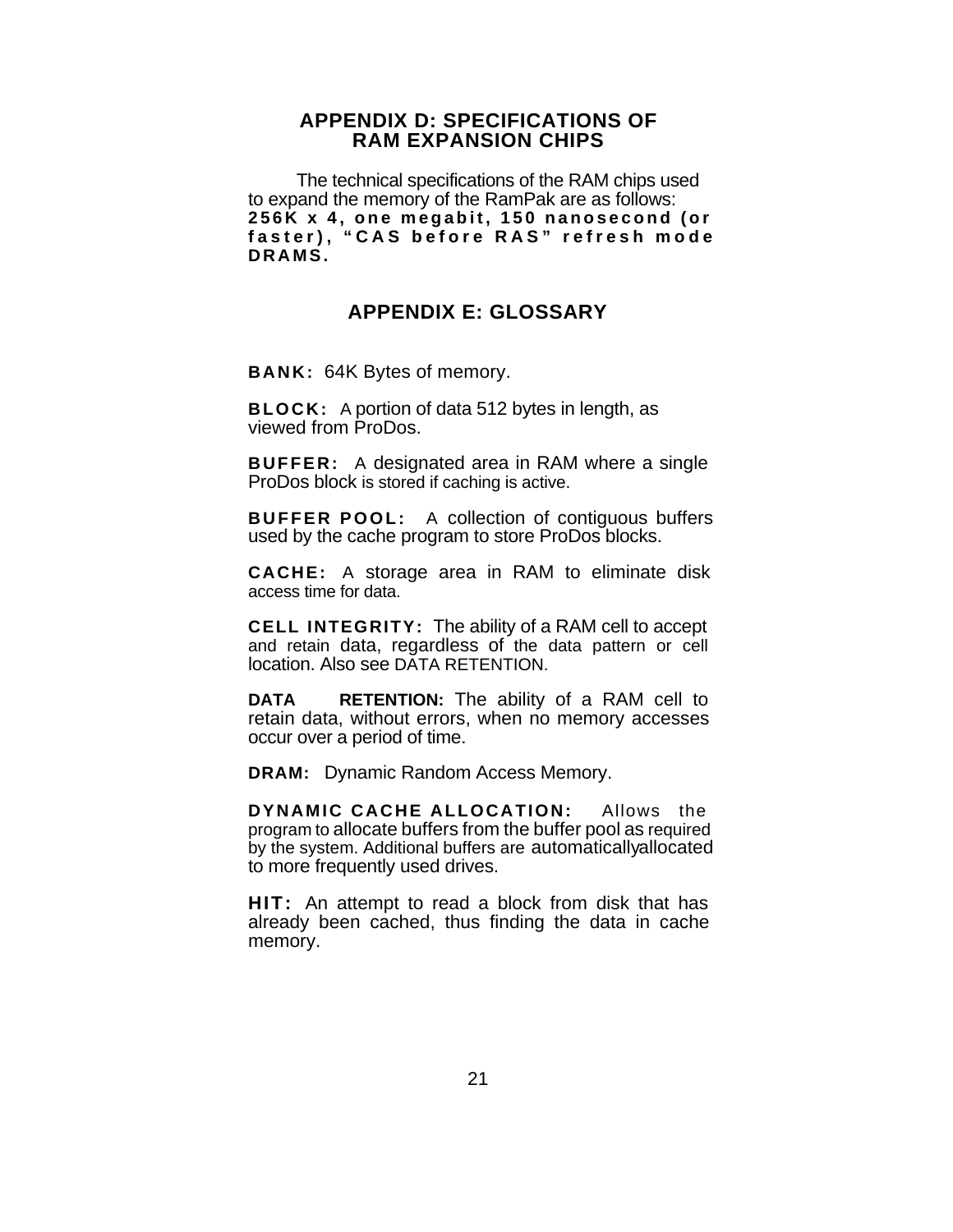## APPENDIX D: SPECIFICATIONS OF RAM EXPANSION CHIPS

The technical specifications of the RAM chips used to expand the memory of the RamPak are as follows: **256K x 4, one megabit, 150 nanosecond (or faster), "CAS before RAS" refresh mode DRAMS.**

## APPENDIX E: GLOSSARY

**BANK:** 64K Bytes of memory.

**BLOCK:** A portion of data 512 bytes in length, as viewed from ProDos.

**BUFFER:** A designated area in RAM where a single ProDos block is stored if caching is active.

**BUFFER POOL:** A collection of contiguous buffers used by the cache program to store ProDos blocks.

**CACHE:** A storage area in RAM to eliminate disk access time for data.

**CELL INTEGRITY:** The ability of a RAM cell to accept and retain data, regardless of the data pattern or cell location. Also see DATA RETENTION.

**DATA RETENTION:** The ability of a RAM cell to retain data, without errors, when no memory accesses occur over a period of time.

**DRAM:** Dynamic Random Access Memory.

**DYNAMIC CACHE ALLOCATION:** Allows the program to allocate buffers from the buffer pool as required by the system. Additional buffers are automaticallyallocated to more frequently used drives.

**HIT:** An attempt to read a block from disk that has already been cached, thus finding the data in cache memory.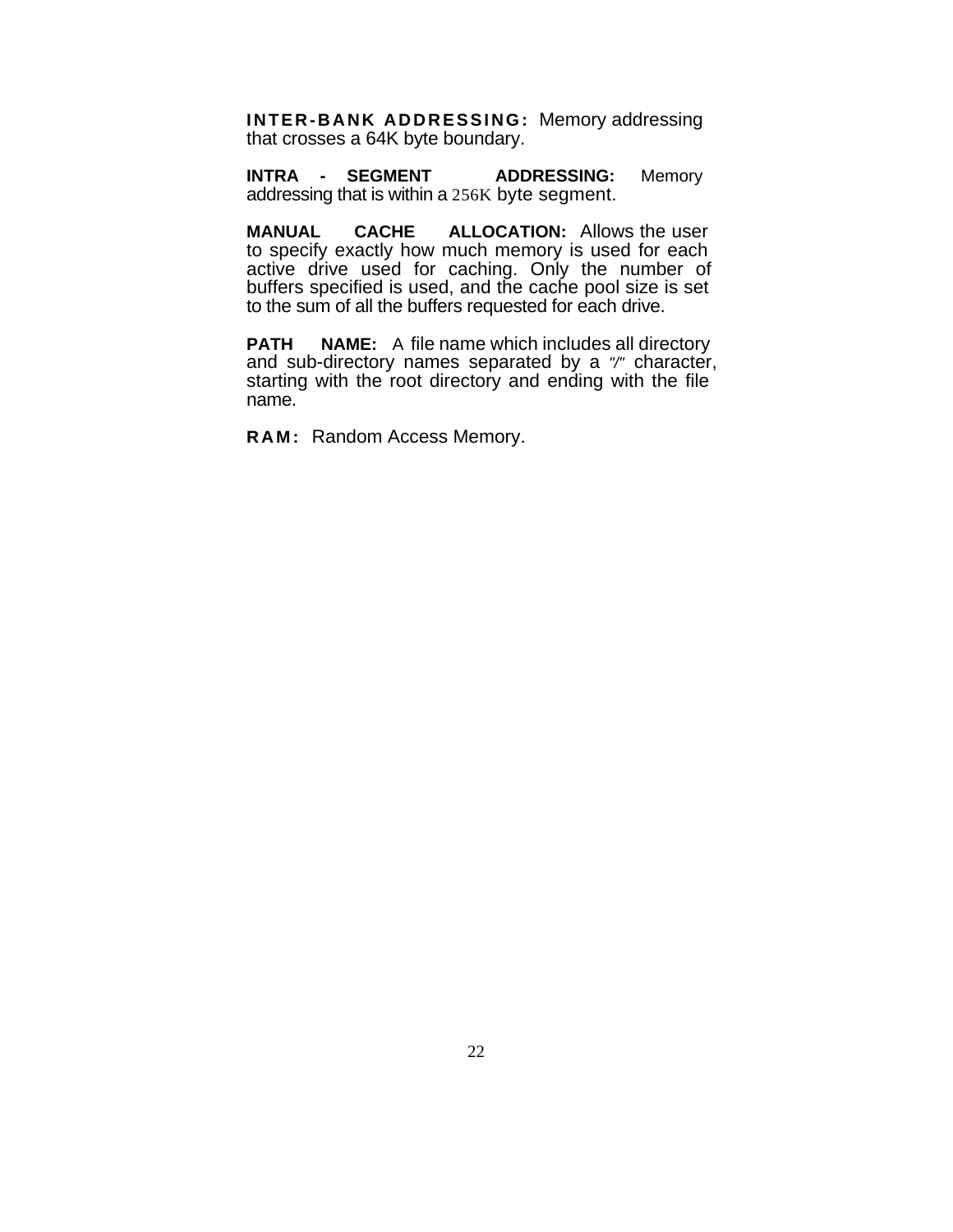**INTER-BANK ADDRESSING:** Memory addressing that crosses a 64K byte boundary.

**INTRA - SEGMENT ADDRESSING:** Memory addressing that is within a 256K byte segment.

**MANUAL CACHE ALLOCATION:** Allows the user to specify exactly how much memory is used for each active drive used for caching. Only the number of buffers specified is used, and the cache pool size is set to the sum of all the buffers requested for each drive.

**PATH NAME:** A file name which includes all directory and sub-directory names separated by a "/" character, starting with the root directory and ending with the file name.

**RAM:** Random Access Memory.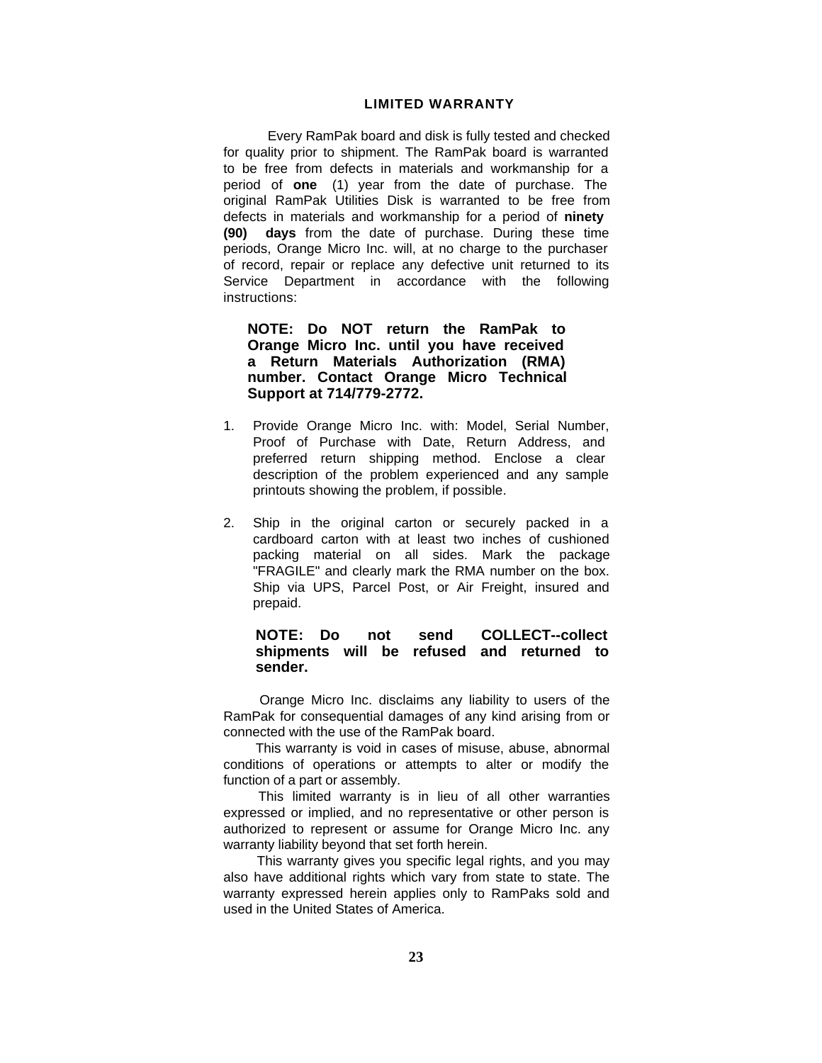## LIMITED WARRANTY

Every RamPak board and disk is fully tested and checked for quality prior to shipment. The RamPak board is warranted to be free from defects in materials and workmanship for a period of **one** (1) year from the date of purchase. The original RamPak Utilities Disk is warranted to be free from defects in materials and workmanship for a period of **ninety (90) days** from the date of purchase. During these time periods, Orange Micro Inc. will, at no charge to the purchaser of record, repair or replace any defective unit returned to its Service Department in accordance with the following instructions:

**NOTE: Do NOT return the RamPak to Orange Micro Inc. until you have received a Return Materials Authorization (RMA) number. Contact Orange Micro Technical Support at 714/779-2772.**

1. Provide Orange Micro Inc. with: Model, Serial Number, Proof of Purchase with Date, Return Address, and preferred return shipping method. Enclose a clear description of the problem experienced and any sample printouts showing the problem, if possible.

2. Ship in the original carton or securely packed in a cardboard carton with at least two inches of cushioned packing material on all sides. Mark the package "FRAGILE" and clearly mark the RMA number on the box. Ship via UPS, Parcel Post, or Air Freight, insured and prepaid.

**NOTE: Do not send COLLECT--collect shipments will be refused and returned to sender.**

Orange Micro Inc. disclaims any liability to users of the RamPak for consequential damages of any kind arising from or connected with the use of the RamPak board.

This warranty is void in cases of misuse, abuse, abnormal conditions of operations or attempts to alter or modify the function of a part or assembly.

This limited warranty is in lieu of all other warranties expressed or implied, and no representative or other person is authorized to represent or assume for Orange Micro Inc. any warranty liability beyond that set forth herein.

This warranty gives you specific legal rights, and you may also have additional rights which vary from state to state. The warranty expressed herein applies only to RamPaks sold and used in the United States of America.